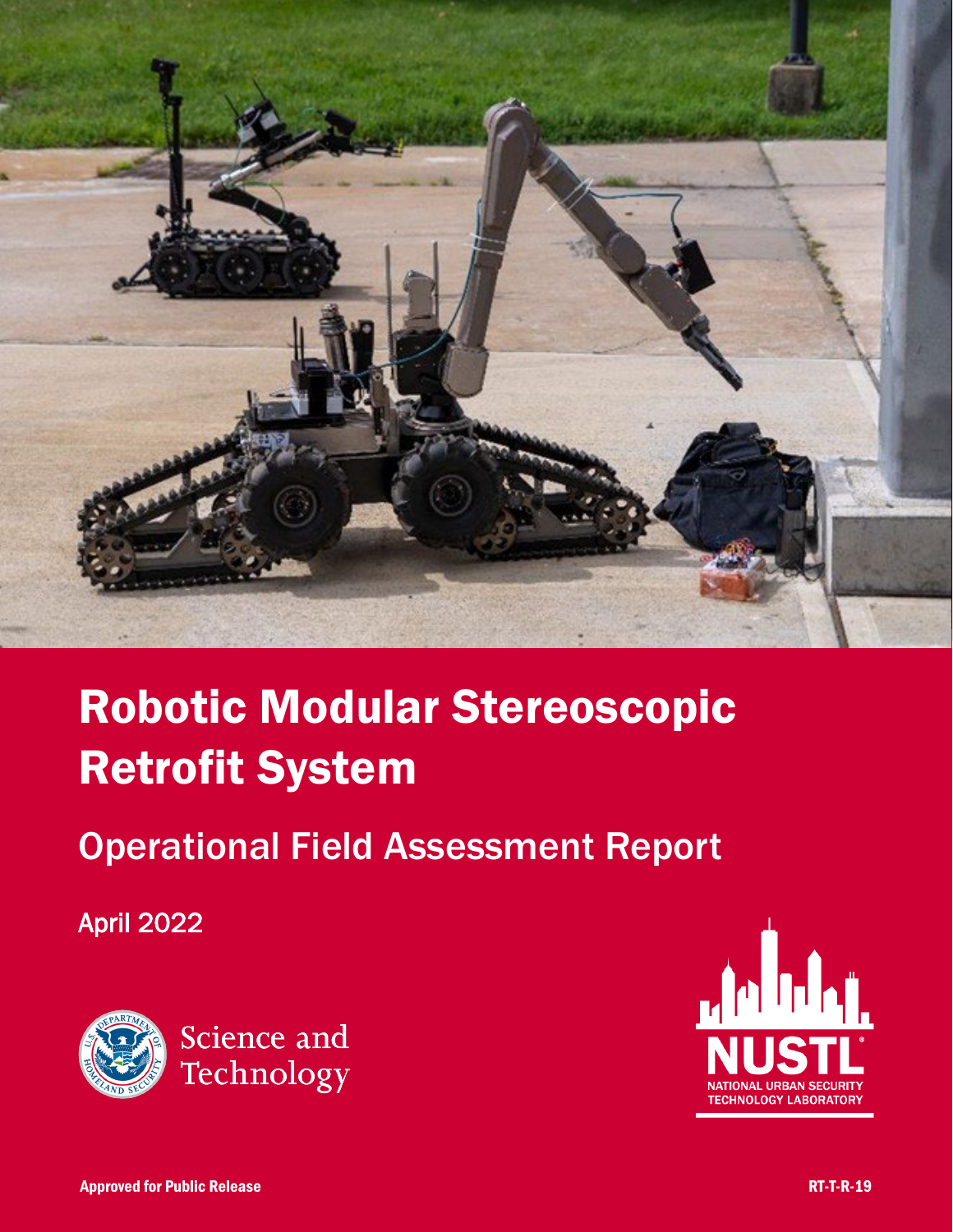# Robotic Modular Stereoscopic Retrofit System

## Operational Field Assessment Report

April 2022

Science and Technology

NUSTL
NATIONAL URBAN SECURITY TECHNOLOGY LABORATORY

Approved for Public Release

RT-T-R-19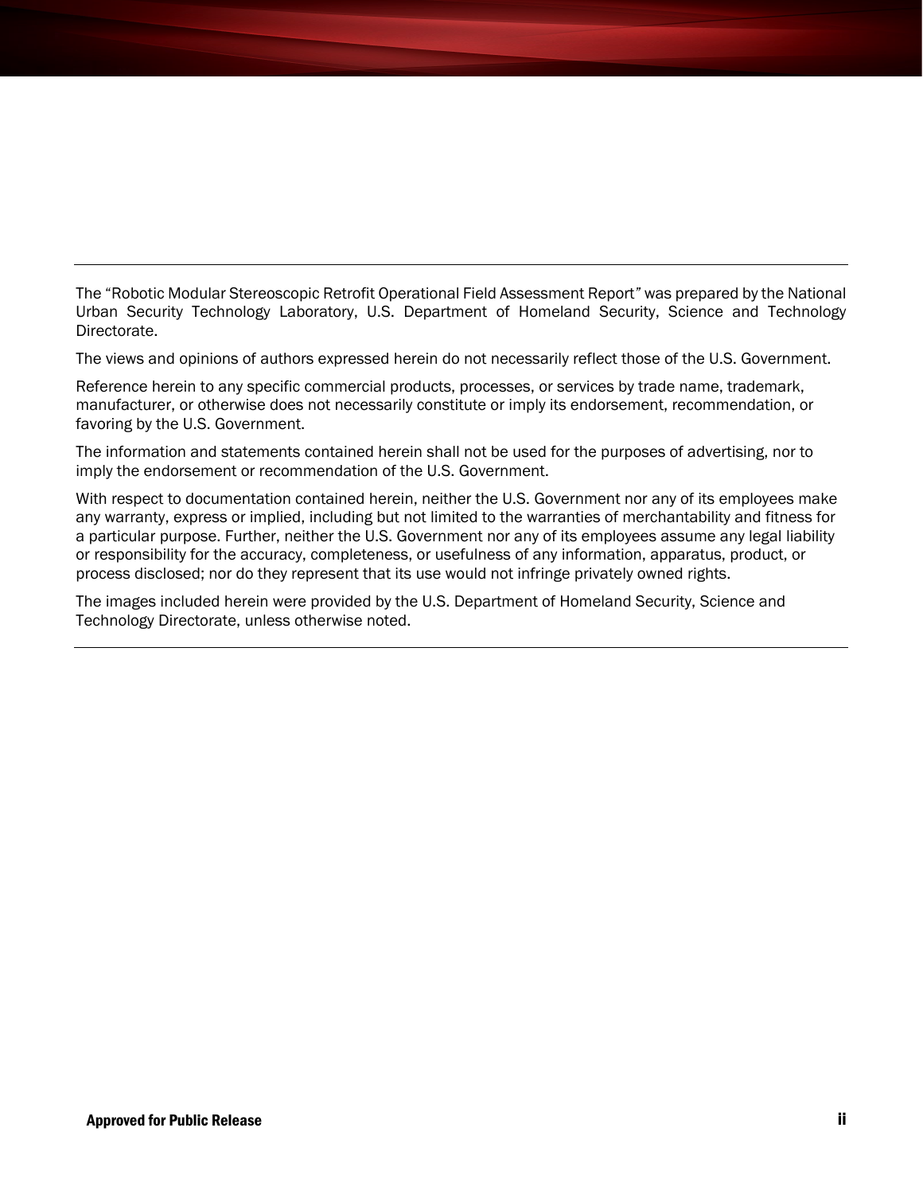The “Robotic Modular Stereoscopic Retrofit Operational Field Assessment Report” was prepared by the National Urban Security Technology Laboratory, U.S. Department of Homeland Security, Science and Technology Directorate.

The views and opinions of authors expressed herein do not necessarily reflect those of the U.S. Government.

Reference herein to any specific commercial products, processes, or services by trade name, trademark, manufacturer, or otherwise does not necessarily constitute or imply its endorsement, recommendation, or favoring by the U.S. Government.

The information and statements contained herein shall not be used for the purposes of advertising, nor to imply the endorsement or recommendation of the U.S. Government.

With respect to documentation contained herein, neither the U.S. Government nor any of its employees make any warranty, express or implied, including but not limited to the warranties of merchantability and fitness for a particular purpose. Further, neither the U.S. Government nor any of its employees assume any legal liability or responsibility for the accuracy, completeness, or usefulness of any information, apparatus, product, or process disclosed; nor do they represent that its use would not infringe privately owned rights.

The images included herein were provided by the U.S. Department of Homeland Security, Science and Technology Directorate, unless otherwise noted.

**Approved for Public Release**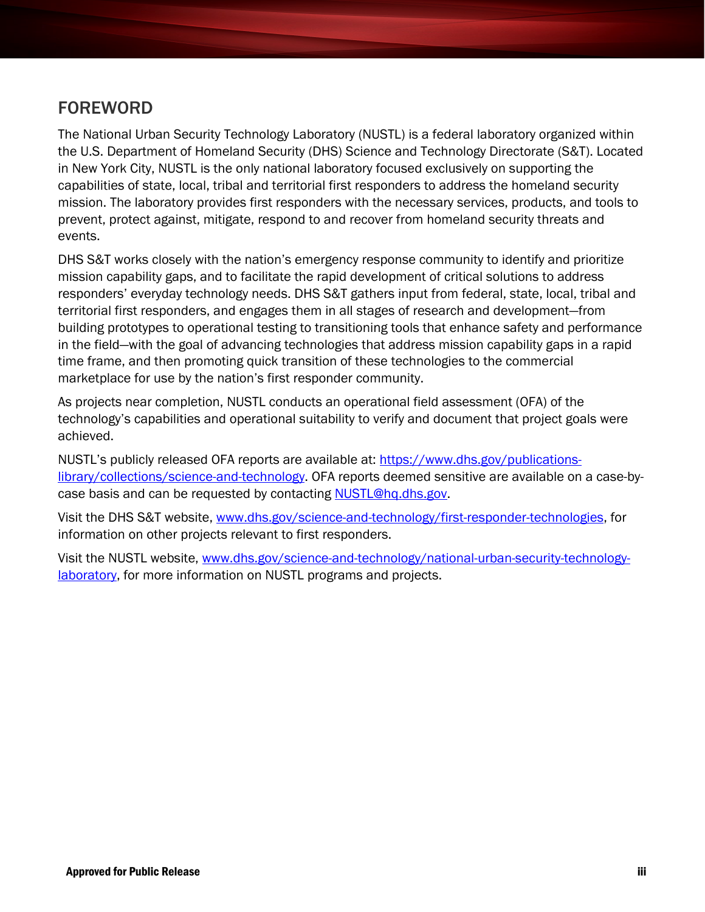## FOREWORD

The National Urban Security Technology Laboratory (NUSTL) is a federal laboratory organized within the U.S. Department of Homeland Security (DHS) Science and Technology Directorate (S&T). Located in New York City, NUSTL is the only national laboratory focused exclusively on supporting the capabilities of state, local, tribal and territorial first responders to address the homeland security mission. The laboratory provides first responders with the necessary services, products, and tools to prevent, protect against, mitigate, respond to and recover from homeland security threats and events.

DHS S&T works closely with the nation's emergency response community to identify and prioritize mission capability gaps, and to facilitate the rapid development of critical solutions to address responders' everyday technology needs. DHS S&T gathers input from federal, state, local, tribal and territorial first responders, and engages them in all stages of research and development—from building prototypes to operational testing to transitioning tools that enhance safety and performance in the field—with the goal of advancing technologies that address mission capability gaps in a rapid time frame, and then promoting quick transition of these technologies to the commercial marketplace for use by the nation's first responder community.

As projects near completion, NUSTL conducts an operational field assessment (OFA) of the technology's capabilities and operational suitability to verify and document that project goals were achieved.

NUSTL's publicly released OFA reports are available at: [https://www.dhs.gov/publications-library/collections/science-and-technology](https://www.dhs.gov/publications-library/collections/science-and-technology). OFA reports deemed sensitive are available on a case-by-case basis and can be requested by contacting [NUSTL@hq.dhs.gov](mailto:NUSTL@hq.dhs.gov).

Visit the DHS S&T website, [www.dhs.gov/science-and-technology/first-responder-technologies](http://www.dhs.gov/science-and-technology/first-responder-technologies), for information on other projects relevant to first responders.

Visit the NUSTL website, [www.dhs.gov/science-and-technology/national-urban-security-technology-laboratory](http://www.dhs.gov/science-and-technology/national-urban-security-technology-laboratory), for more information on NUSTL programs and projects.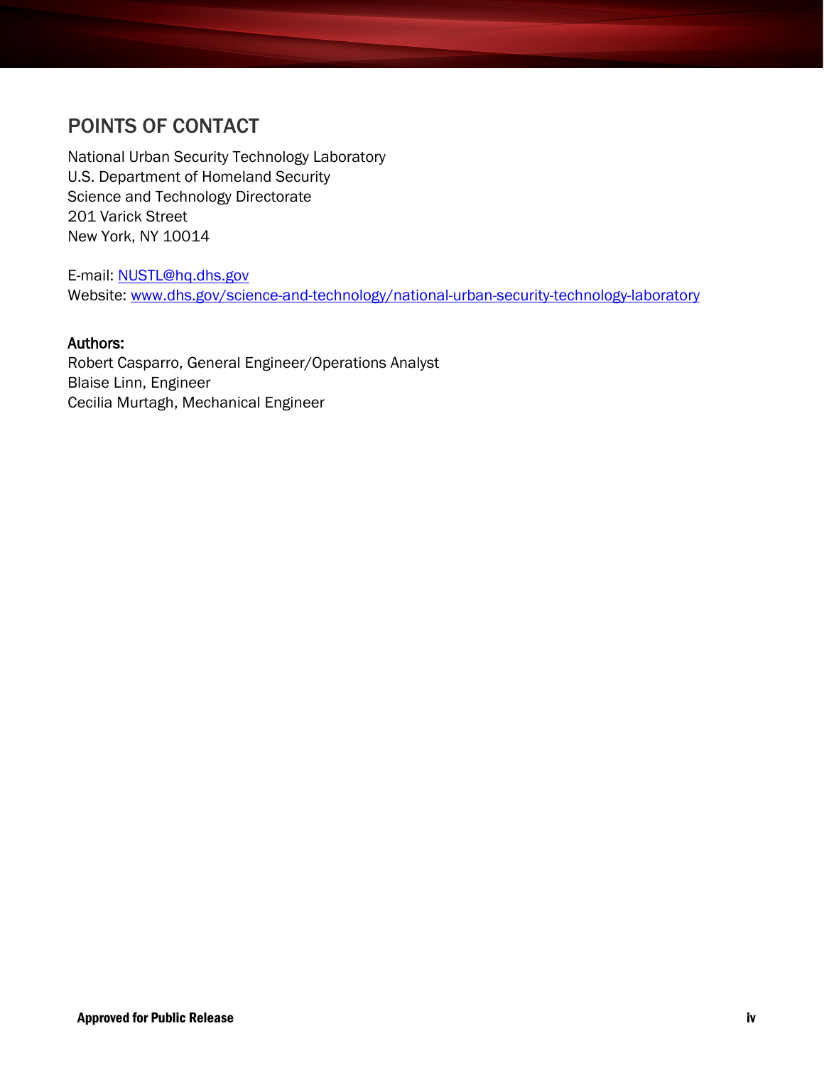# POINTS OF CONTACT

National Urban Security Technology Laboratory
U.S. Department of Homeland Security
Science and Technology Directorate
201 Varick Street
New York, NY 10014

E-mail: NUSTL@hq.dhs.gov
Website: www.dhs.gov/science-and-technology/national-urban-security-technology-laboratory

**Authors:**
Robert Casparro, General Engineer/Operations Analyst
Blaise Linn, Engineer
Cecilia Murtagh, Mechanical Engineer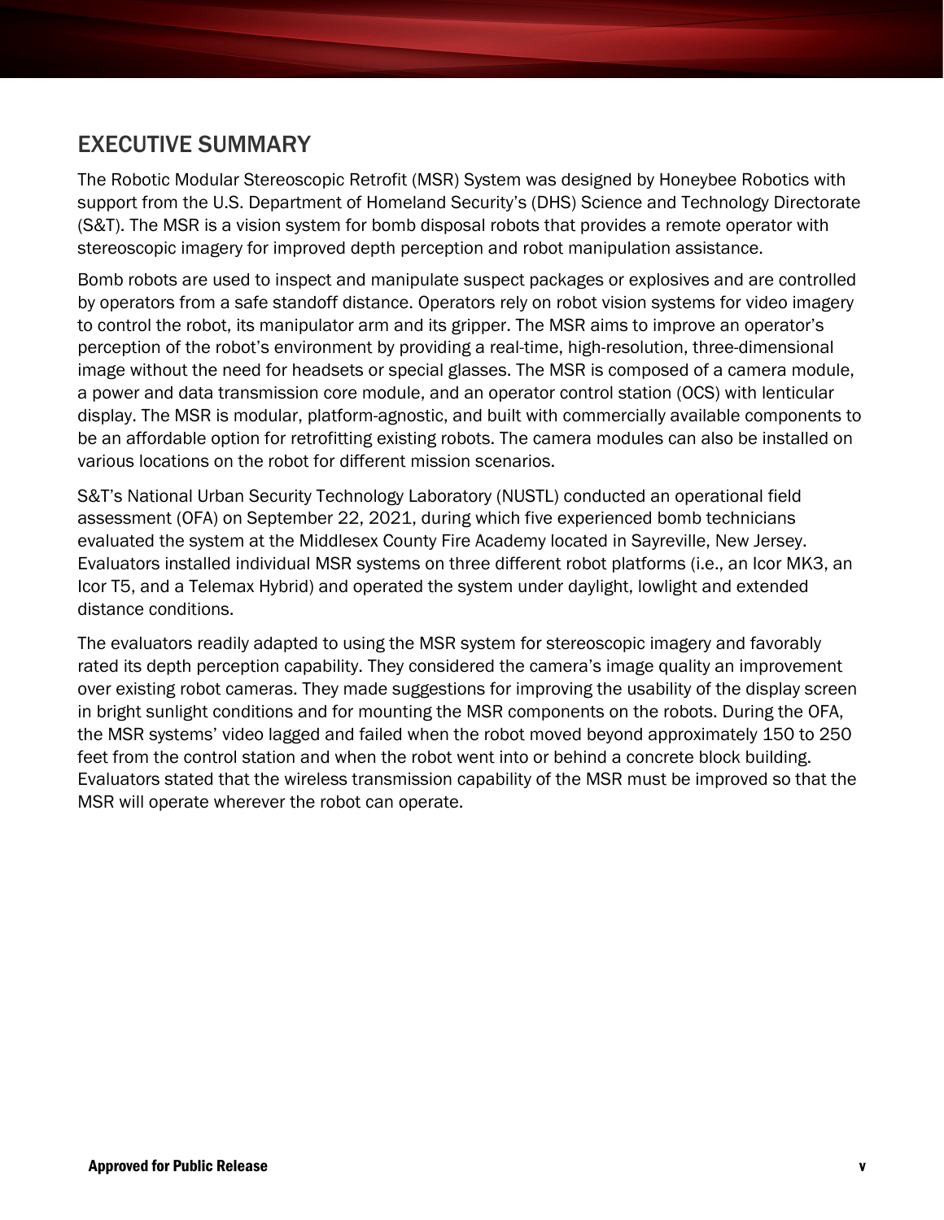## EXECUTIVE SUMMARY

The Robotic Modular Stereoscopic Retrofit (MSR) System was designed by Honeybee Robotics with support from the U.S. Department of Homeland Security's (DHS) Science and Technology Directorate (S&T). The MSR is a vision system for bomb disposal robots that provides a remote operator with stereoscopic imagery for improved depth perception and robot manipulation assistance.

Bomb robots are used to inspect and manipulate suspect packages or explosives and are controlled by operators from a safe standoff distance. Operators rely on robot vision systems for video imagery to control the robot, its manipulator arm and its gripper. The MSR aims to improve an operator's perception of the robot's environment by providing a real-time, high-resolution, three-dimensional image without the need for headsets or special glasses. The MSR is composed of a camera module, a power and data transmission core module, and an operator control station (OCS) with lenticular display. The MSR is modular, platform-agnostic, and built with commercially available components to be an affordable option for retrofitting existing robots. The camera modules can also be installed on various locations on the robot for different mission scenarios.

S&T's National Urban Security Technology Laboratory (NUSTL) conducted an operational field assessment (OFA) on September 22, 2021, during which five experienced bomb technicians evaluated the system at the Middlesex County Fire Academy located in Sayreville, New Jersey. Evaluators installed individual MSR systems on three different robot platforms (i.e., an Icor MK3, an Icor T5, and a Telemax Hybrid) and operated the system under daylight, lowlight and extended distance conditions.

The evaluators readily adapted to using the MSR system for stereoscopic imagery and favorably rated its depth perception capability. They considered the camera's image quality an improvement over existing robot cameras. They made suggestions for improving the usability of the display screen in bright sunlight conditions and for mounting the MSR components on the robots. During the OFA, the MSR systems' video lagged and failed when the robot moved beyond approximately 150 to 250 feet from the control station and when the robot went into or behind a concrete block building. Evaluators stated that the wireless transmission capability of the MSR must be improved so that the MSR will operate wherever the robot can operate.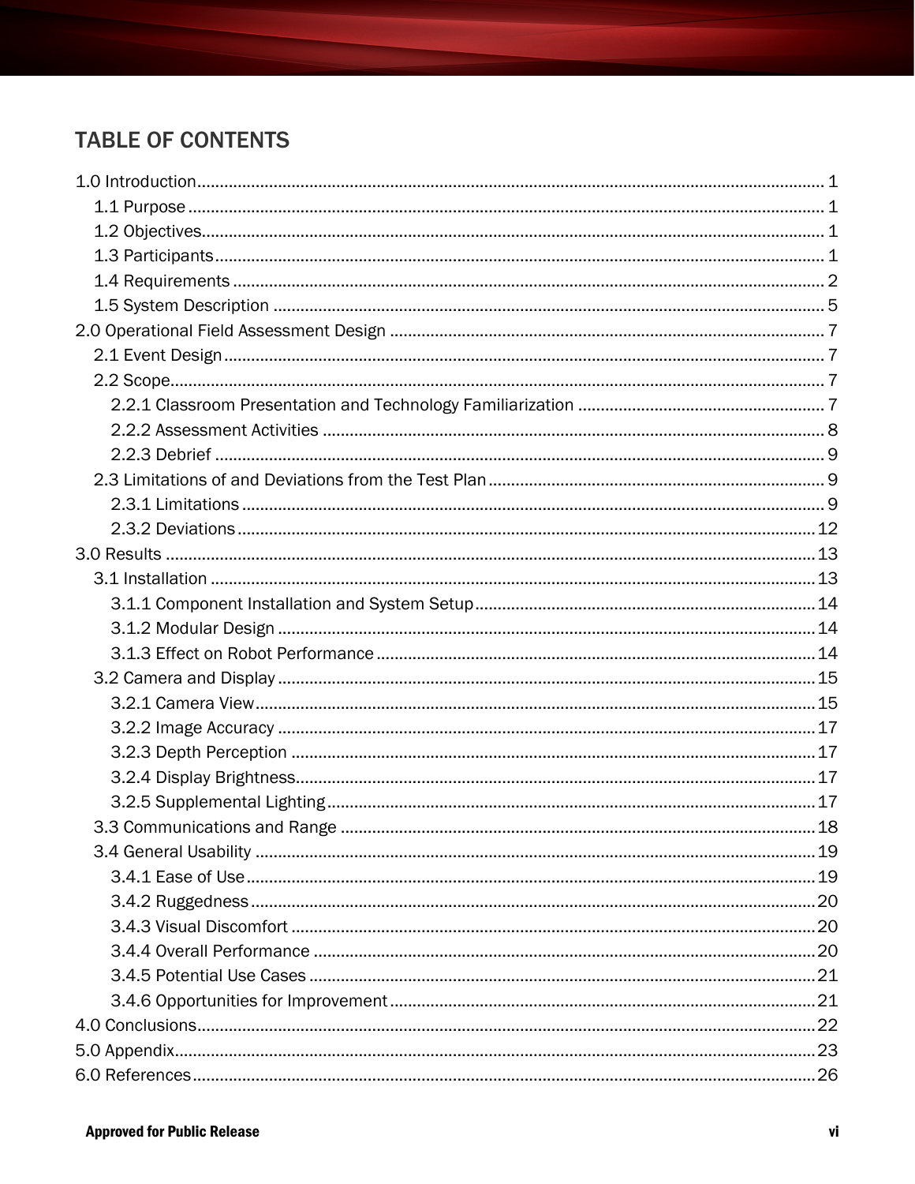## TABLE OF CONTENTS

1.0 Introduction.......................................................................................................................... 1
  1.1 Purpose ........................................................................................................................... 1
  1.2 Objectives........................................................................................................................ 1
  1.3 Participants ..................................................................................................................... 1
  1.4 Requirements ................................................................................................................. 2
  1.5 System Description ........................................................................................................ 5
2.0 Operational Field Assessment Design .............................................................................. 7
  2.1 Event Design ................................................................................................................... 7
  2.2 Scope............................................................................................................................... 7
    2.2.1 Classroom Presentation and Technology Familiarization ..................................... 7
    2.2.2 Assessment Activities ............................................................................................ 8
    2.2.3 Debrief ..................................................................................................................... 9
  2.3 Limitations of and Deviations from the Test Plan .......................................................... 9
    2.3.1 Limitations ............................................................................................................... 9
    2.3.2 Deviations .............................................................................................................. 12
3.0 Results .............................................................................................................................. 13
  3.1 Installation ..................................................................................................................... 13
    3.1.1 Component Installation and System Setup .......................................................... 14
    3.1.2 Modular Design ..................................................................................................... 14
    3.1.3 Effect on Robot Performance ................................................................................ 14
  3.2 Camera and Display ...................................................................................................... 15
    3.2.1 Camera View .......................................................................................................... 15
    3.2.2 Image Accuracy ...................................................................................................... 17
    3.2.3 Depth Perception ................................................................................................... 17
    3.2.4 Display Brightness.................................................................................................. 17
    3.2.5 Supplemental Lighting ........................................................................................... 17
  3.3 Communications and Range ......................................................................................... 18
  3.4 General Usability ........................................................................................................... 19
    3.4.1 Ease of Use ............................................................................................................ 19
    3.4.2 Ruggedness ........................................................................................................... 20
    3.4.3 Visual Discomfort ................................................................................................... 20
    3.4.4 Overall Performance .............................................................................................. 20
    3.4.5 Potential Use Cases ............................................................................................... 21
    3.4.6 Opportunities for Improvement ............................................................................. 21
4.0 Conclusions........................................................................................................................ 22
5.0 Appendix............................................................................................................................. 23
6.0 References.......................................................................................................................... 26

Approved for Public Release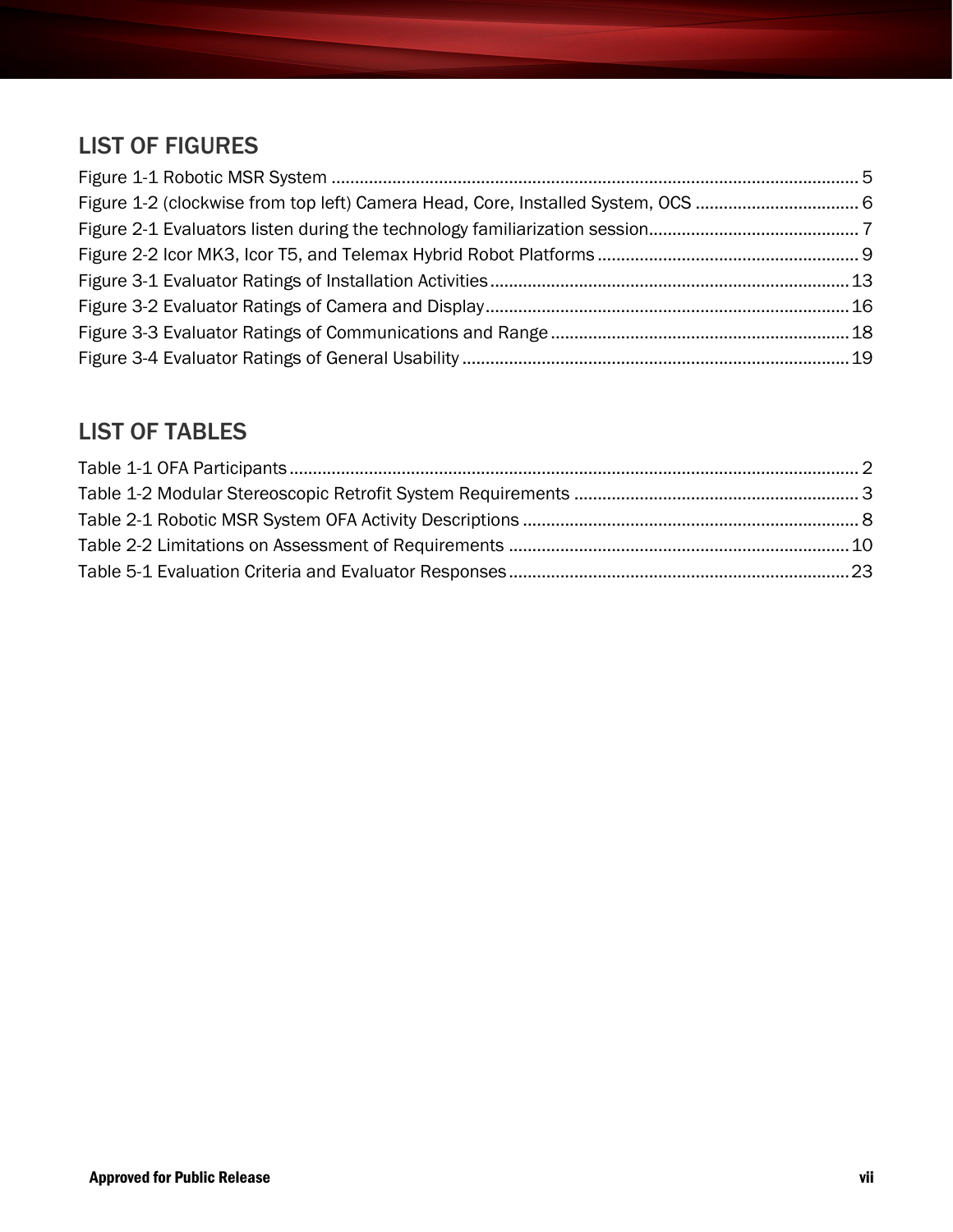## LIST OF FIGURES

Figure 1-1 Robotic MSR System .................................................................................................................. 5
Figure 1-2 (clockwise from top left) Camera Head, Core, Installed System, OCS .................................. 6
Figure 2-1 Evaluators listen during the technology familiarization session............................................ 7
Figure 2-2 Icor MK3, Icor T5, and Telemax Hybrid Robot Platforms ........................................................ 9
Figure 3-1 Evaluator Ratings of Installation Activities ............................................................................ 13
Figure 3-2 Evaluator Ratings of Camera and Display ............................................................................. 16
Figure 3-3 Evaluator Ratings of Communications and Range ............................................................... 18
Figure 3-4 Evaluator Ratings of General Usability .................................................................................. 19

## LIST OF TABLES

Table 1-1 OFA Participants .......................................................................................................................... 2
Table 1-2 Modular Stereoscopic Retrofit System Requirements ............................................................ 3
Table 2-1 Robotic MSR System OFA Activity Descriptions ....................................................................... 8
Table 2-2 Limitations on Assessment of Requirements ......................................................................... 10
Table 5-1 Evaluation Criteria and Evaluator Responses ......................................................................... 23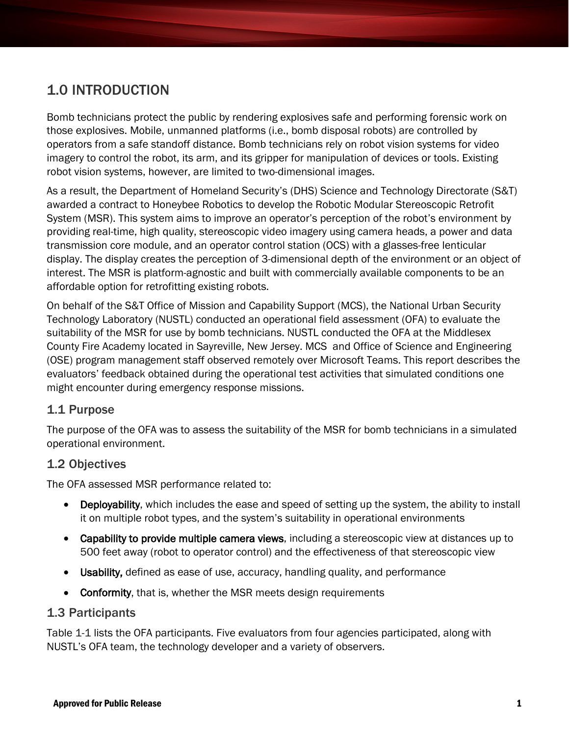# 1.0 INTRODUCTION

Bomb technicians protect the public by rendering explosives safe and performing forensic work on those explosives. Mobile, unmanned platforms (i.e., bomb disposal robots) are controlled by operators from a safe standoff distance. Bomb technicians rely on robot vision systems for video imagery to control the robot, its arm, and its gripper for manipulation of devices or tools. Existing robot vision systems, however, are limited to two-dimensional images.

As a result, the Department of Homeland Security's (DHS) Science and Technology Directorate (S&T) awarded a contract to Honeybee Robotics to develop the Robotic Modular Stereoscopic Retrofit System (MSR). This system aims to improve an operator's perception of the robot's environment by providing real-time, high quality, stereoscopic video imagery using camera heads, a power and data transmission core module, and an operator control station (OCS) with a glasses-free lenticular display. The display creates the perception of 3-dimensional depth of the environment or an object of interest. The MSR is platform-agnostic and built with commercially available components to be an affordable option for retrofitting existing robots.

On behalf of the S&T Office of Mission and Capability Support (MCS), the National Urban Security Technology Laboratory (NUSTL) conducted an operational field assessment (OFA) to evaluate the suitability of the MSR for use by bomb technicians. NUSTL conducted the OFA at the Middlesex County Fire Academy located in Sayreville, New Jersey. MCS and Office of Science and Engineering (OSE) program management staff observed remotely over Microsoft Teams. This report describes the evaluators' feedback obtained during the operational test activities that simulated conditions one might encounter during emergency response missions.

## 1.1 Purpose

The purpose of the OFA was to assess the suitability of the MSR for bomb technicians in a simulated operational environment.

## 1.2 Objectives

The OFA assessed MSR performance related to:

- **Deployability**, which includes the ease and speed of setting up the system, the ability to install it on multiple robot types, and the system's suitability in operational environments
- **Capability to provide multiple camera views**, including a stereoscopic view at distances up to 500 feet away (robot to operator control) and the effectiveness of that stereoscopic view
- **Usability,** defined as ease of use, accuracy, handling quality, and performance
- **Conformity**, that is, whether the MSR meets design requirements

## 1.3 Participants

Table 1-1 lists the OFA participants. Five evaluators from four agencies participated, along with NUSTL's OFA team, the technology developer and a variety of observers.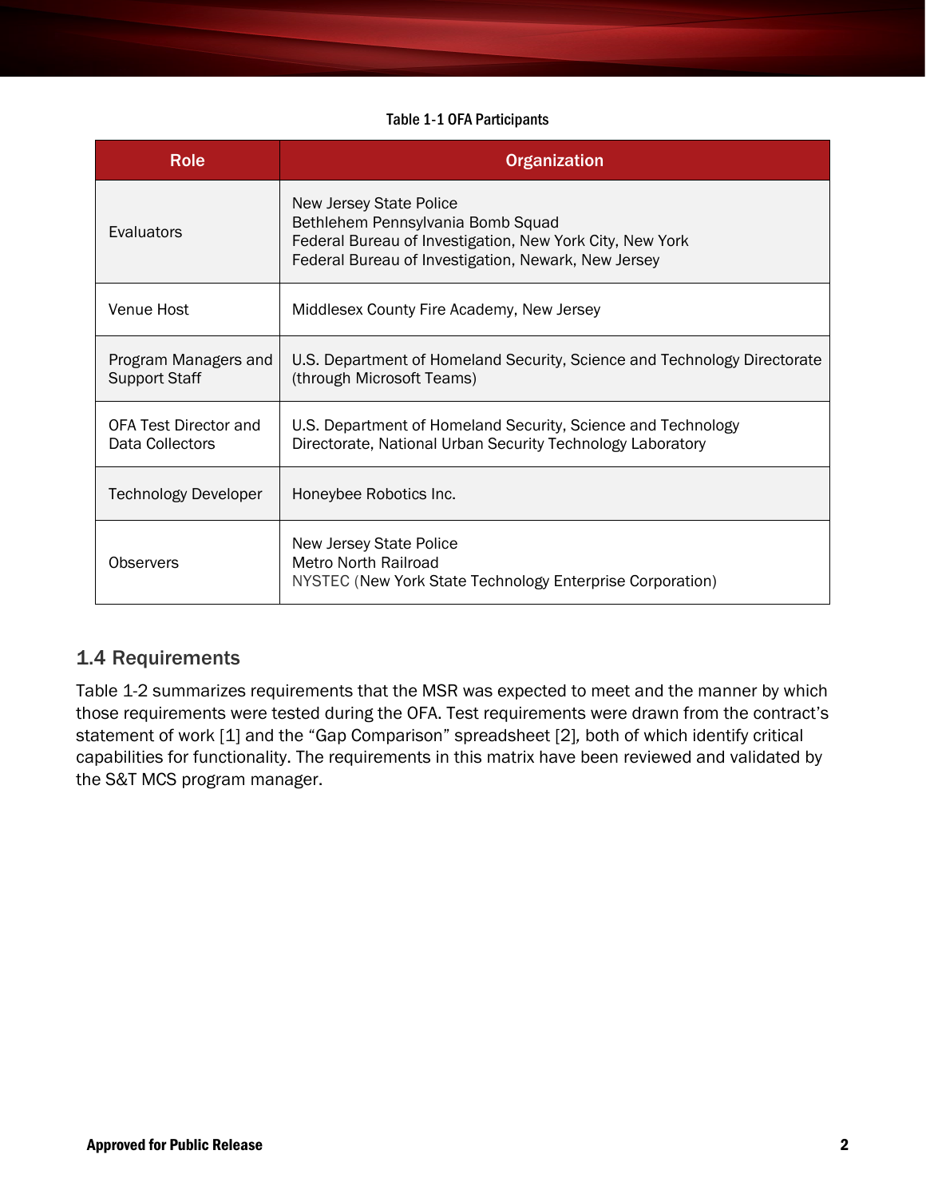Table 1-1 OFA Participants

| Role | Organization |
|---|---|
| Evaluators | New Jersey State Police<br>Bethlehem Pennsylvania Bomb Squad<br>Federal Bureau of Investigation, New York City, New York<br>Federal Bureau of Investigation, Newark, New Jersey |
| Venue Host | Middlesex County Fire Academy, New Jersey |
| Program Managers and Support Staff | U.S. Department of Homeland Security, Science and Technology Directorate (through Microsoft Teams) |
| OFA Test Director and Data Collectors | U.S. Department of Homeland Security, Science and Technology Directorate, National Urban Security Technology Laboratory |
| Technology Developer | Honeybee Robotics Inc. |
| Observers | New Jersey State Police<br>Metro North Railroad<br>NYSTEC (New York State Technology Enterprise Corporation) |

## 1.4 Requirements

Table 1-2 summarizes requirements that the MSR was expected to meet and the manner by which those requirements were tested during the OFA. Test requirements were drawn from the contract's statement of work [1] and the "Gap Comparison" spreadsheet [2], both of which identify critical capabilities for functionality. The requirements in this matrix have been reviewed and validated by the S&T MCS program manager.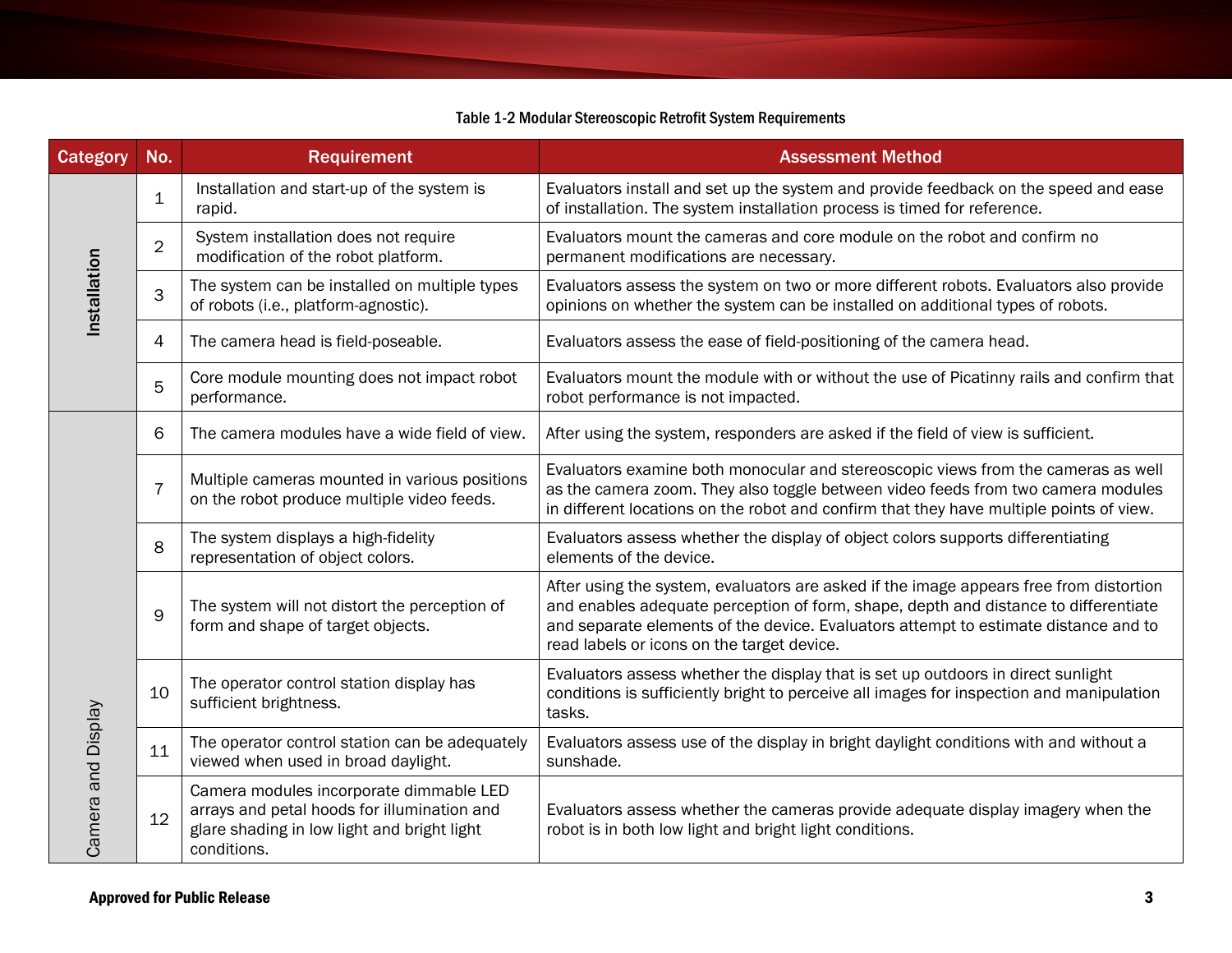Table 1-2 Modular Stereoscopic Retrofit System Requirements

| Category | No. | Requirement | Assessment Method |
|---|---|---|---|
| Installation | 1 | Installation and start-up of the system is rapid. | Evaluators install and set up the system and provide feedback on the speed and ease of installation. The system installation process is timed for reference. |
| | 2 | System installation does not require modification of the robot platform. | Evaluators mount the cameras and core module on the robot and confirm no permanent modifications are necessary. |
| | 3 | The system can be installed on multiple types of robots (i.e., platform-agnostic). | Evaluators assess the system on two or more different robots. Evaluators also provide opinions on whether the system can be installed on additional types of robots. |
| | 4 | The camera head is field-poseable. | Evaluators assess the ease of field-positioning of the camera head. |
| | 5 | Core module mounting does not impact robot performance. | Evaluators mount the module with or without the use of Picatinny rails and confirm that robot performance is not impacted. |
| Camera and Display | 6 | The camera modules have a wide field of view. | After using the system, responders are asked if the field of view is sufficient. |
| | 7 | Multiple cameras mounted in various positions on the robot produce multiple video feeds. | Evaluators examine both monocular and stereoscopic views from the cameras as well as the camera zoom. They also toggle between video feeds from two camera modules in different locations on the robot and confirm that they have multiple points of view. |
| | 8 | The system displays a high-fidelity representation of object colors. | Evaluators assess whether the display of object colors supports differentiating elements of the device. |
| | 9 | The system will not distort the perception of form and shape of target objects. | After using the system, evaluators are asked if the image appears free from distortion and enables adequate perception of form, shape, depth and distance to differentiate and separate elements of the device. Evaluators attempt to estimate distance and to read labels or icons on the target device. |
| | 10 | The operator control station display has sufficient brightness. | Evaluators assess whether the display that is set up outdoors in direct sunlight conditions is sufficiently bright to perceive all images for inspection and manipulation tasks. |
| | 11 | The operator control station can be adequately viewed when used in broad daylight. | Evaluators assess use of the display in bright daylight conditions with and without a sunshade. |
| | 12 | Camera modules incorporate dimmable LED arrays and petal hoods for illumination and glare shading in low light and bright light conditions. | Evaluators assess whether the cameras provide adequate display imagery when the robot is in both low light and bright light conditions. |

Approved for Public Release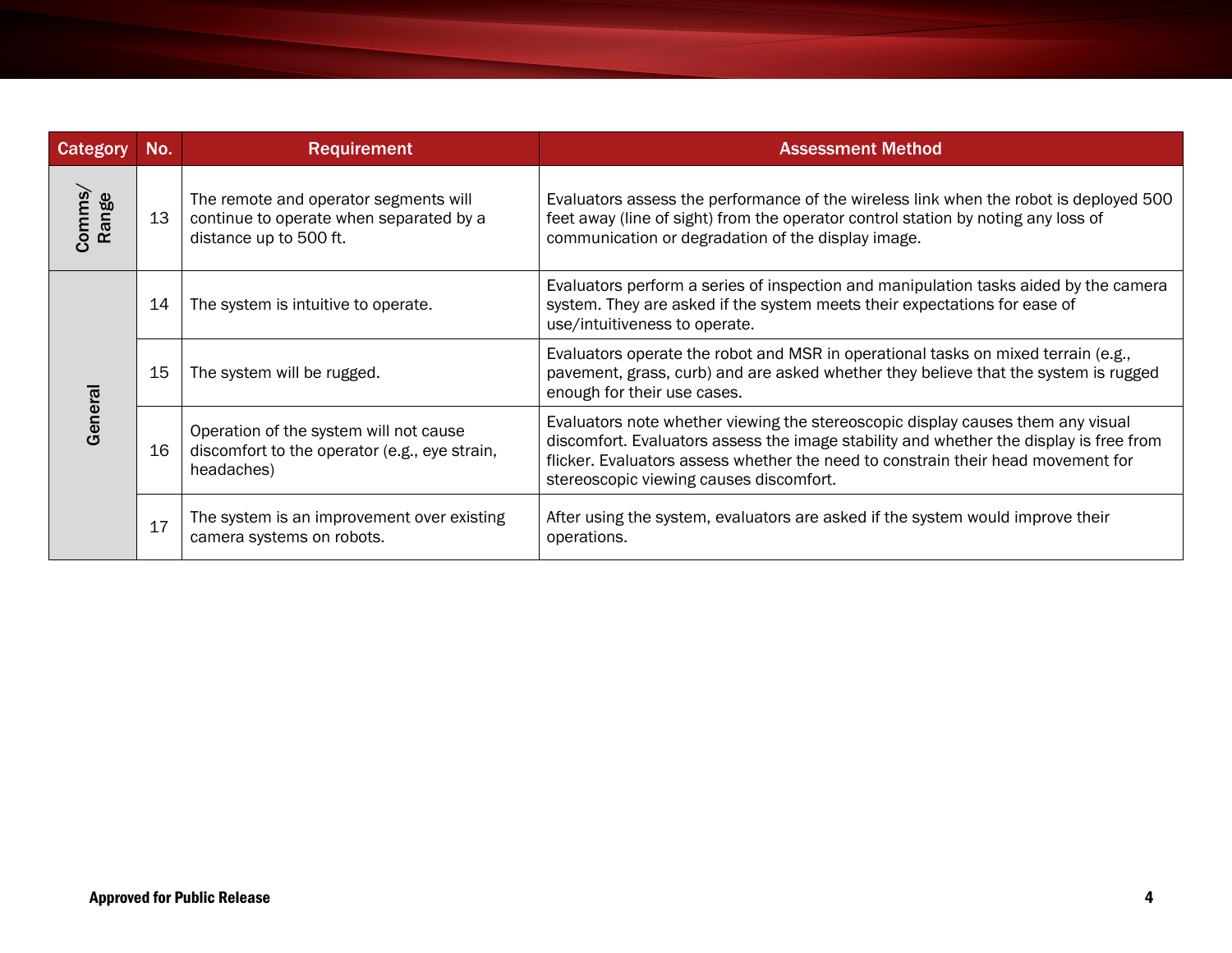| Category | No. | Requirement | Assessment Method |
|---|---|---|---|
| Comms/ Range | 13 | The remote and operator segments will continue to operate when separated by a distance up to 500 ft. | Evaluators assess the performance of the wireless link when the robot is deployed 500 feet away (line of sight) from the operator control station by noting any loss of communication or degradation of the display image. |
| General | 14 | The system is intuitive to operate. | Evaluators perform a series of inspection and manipulation tasks aided by the camera system. They are asked if the system meets their expectations for ease of use/intuitiveness to operate. |
| | 15 | The system will be rugged. | Evaluators operate the robot and MSR in operational tasks on mixed terrain (e.g., pavement, grass, curb) and are asked whether they believe that the system is rugged enough for their use cases. |
| | 16 | Operation of the system will not cause discomfort to the operator (e.g., eye strain, headaches) | Evaluators note whether viewing the stereoscopic display causes them any visual discomfort. Evaluators assess the image stability and whether the display is free from flicker. Evaluators assess whether the need to constrain their head movement for stereoscopic viewing causes discomfort. |
| | 17 | The system is an improvement over existing camera systems on robots. | After using the system, evaluators are asked if the system would improve their operations. |

**Approved for Public Release**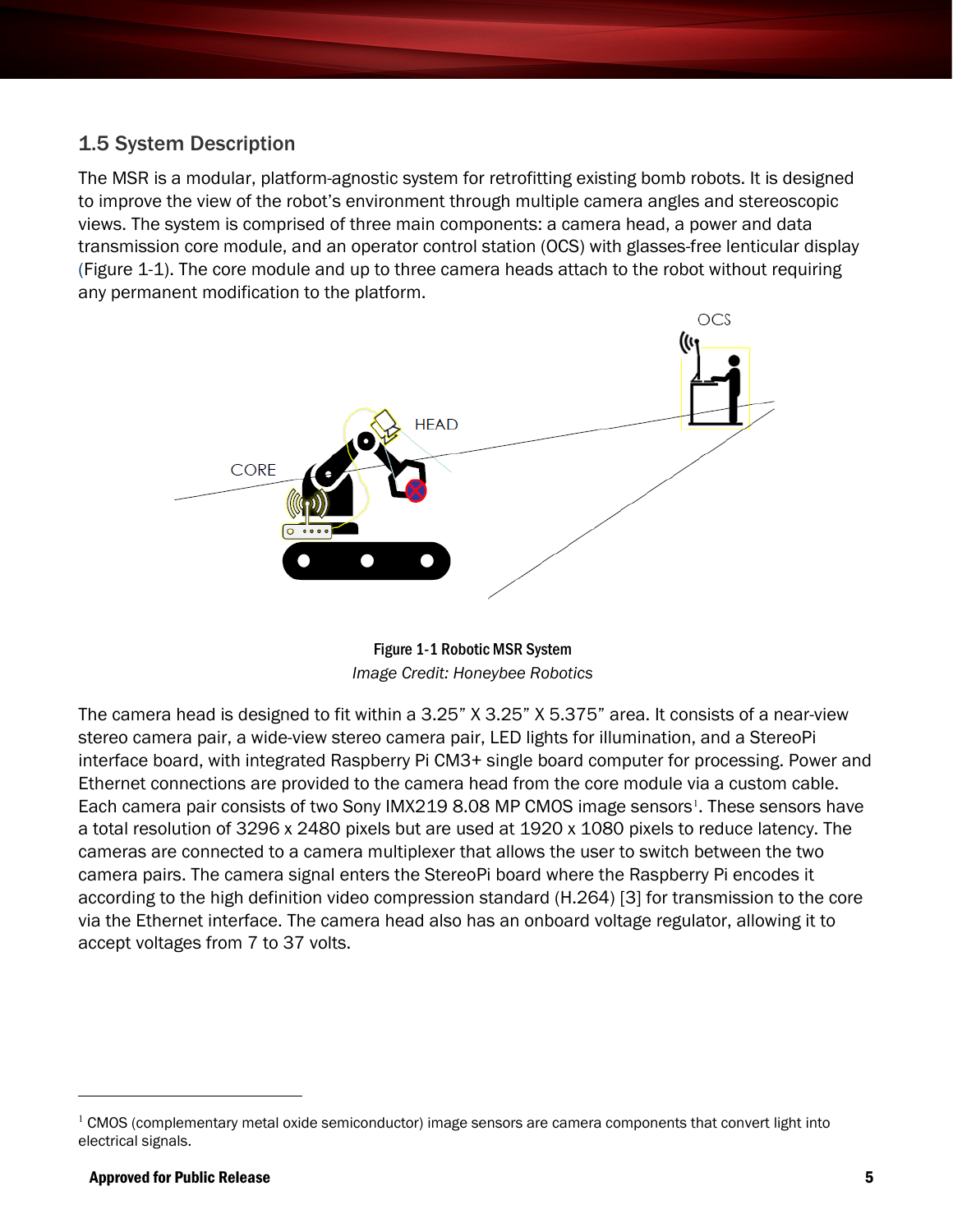## 1.5 System Description

The MSR is a modular, platform-agnostic system for retrofitting existing bomb robots. It is designed to improve the view of the robot's environment through multiple camera angles and stereoscopic views. The system is comprised of three main components: a camera head, a power and data transmission core module, and an operator control station (OCS) with glasses-free lenticular display (Figure 1-1). The core module and up to three camera heads attach to the robot without requiring any permanent modification to the platform.

OCS

HEAD

CORE

**Figure 1-1 Robotic MSR System**
*Image Credit: Honeybee Robotics*

The camera head is designed to fit within a 3.25" X 3.25" X 5.375" area. It consists of a near-view stereo camera pair, a wide-view stereo camera pair, LED lights for illumination, and a StereoPi interface board, with integrated Raspberry Pi CM3+ single board computer for processing. Power and Ethernet connections are provided to the camera head from the core module via a custom cable. Each camera pair consists of two Sony IMX219 8.08 MP CMOS image sensors[1]. These sensors have a total resolution of 3296 x 2480 pixels but are used at 1920 x 1080 pixels to reduce latency. The cameras are connected to a camera multiplexer that allows the user to switch between the two camera pairs. The camera signal enters the StereoPi board where the Raspberry Pi encodes it according to the high definition video compression standard (H.264) [3] for transmission to the core via the Ethernet interface. The camera head also has an onboard voltage regulator, allowing it to accept voltages from 7 to 37 volts.

---

[1] CMOS (complementary metal oxide semiconductor) image sensors are camera components that convert light into electrical signals.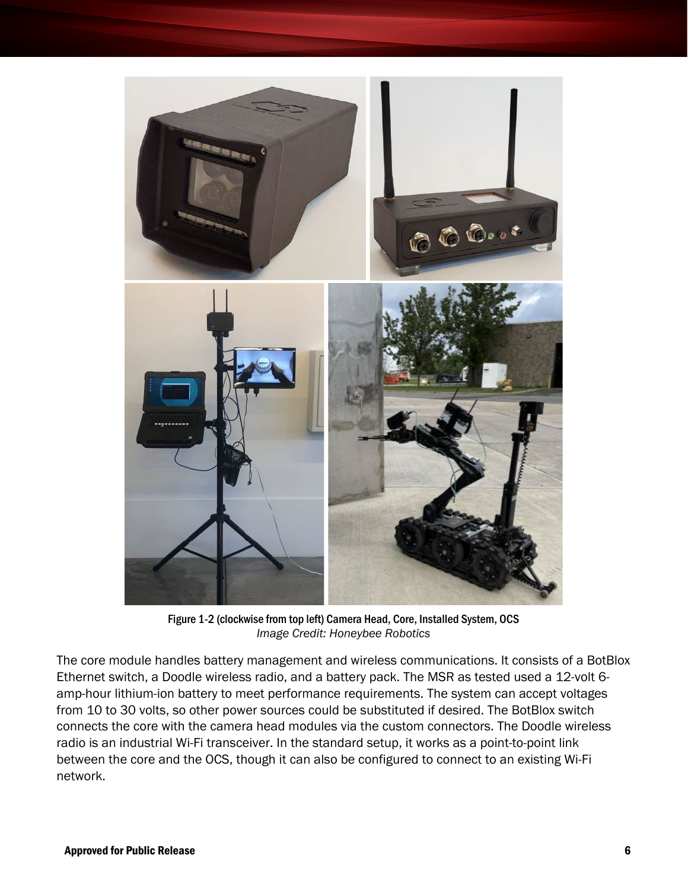Figure 1-2 (clockwise from top left) Camera Head, Core, Installed System, OCS
*Image Credit: Honeybee Robotics*

The core module handles battery management and wireless communications. It consists of a BotBlox Ethernet switch, a Doodle wireless radio, and a battery pack. The MSR as tested used a 12-volt 6-amp-hour lithium-ion battery to meet performance requirements. The system can accept voltages from 10 to 30 volts, so other power sources could be substituted if desired. The BotBlox switch connects the core with the camera head modules via the custom connectors. The Doodle wireless radio is an industrial Wi-Fi transceiver. In the standard setup, it works as a point-to-point link between the core and the OCS, though it can also be configured to connect to an existing Wi-Fi network.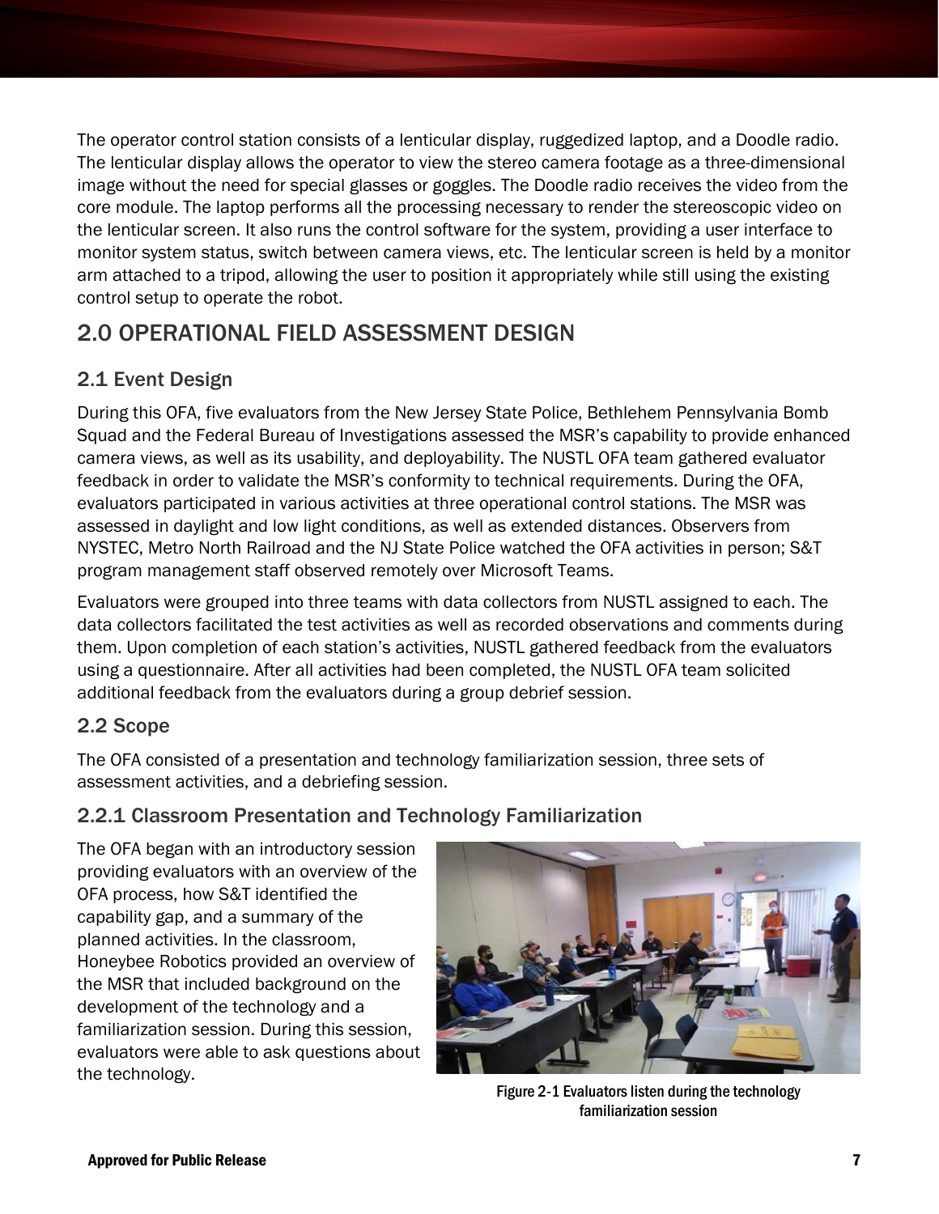The operator control station consists of a lenticular display, ruggedized laptop, and a Doodle radio. The lenticular display allows the operator to view the stereo camera footage as a three-dimensional image without the need for special glasses or goggles. The Doodle radio receives the video from the core module. The laptop performs all the processing necessary to render the stereoscopic video on the lenticular screen. It also runs the control software for the system, providing a user interface to monitor system status, switch between camera views, etc. The lenticular screen is held by a monitor arm attached to a tripod, allowing the user to position it appropriately while still using the existing control setup to operate the robot.

# 2.0 OPERATIONAL FIELD ASSESSMENT DESIGN

## 2.1 Event Design

During this OFA, five evaluators from the New Jersey State Police, Bethlehem Pennsylvania Bomb Squad and the Federal Bureau of Investigations assessed the MSR's capability to provide enhanced camera views, as well as its usability, and deployability. The NUSTL OFA team gathered evaluator feedback in order to validate the MSR's conformity to technical requirements. During the OFA, evaluators participated in various activities at three operational control stations. The MSR was assessed in daylight and low light conditions, as well as extended distances. Observers from NYSTEC, Metro North Railroad and the NJ State Police watched the OFA activities in person; S&T program management staff observed remotely over Microsoft Teams.

Evaluators were grouped into three teams with data collectors from NUSTL assigned to each. The data collectors facilitated the test activities as well as recorded observations and comments during them. Upon completion of each station's activities, NUSTL gathered feedback from the evaluators using a questionnaire. After all activities had been completed, the NUSTL OFA team solicited additional feedback from the evaluators during a group debrief session.

## 2.2 Scope

The OFA consisted of a presentation and technology familiarization session, three sets of assessment activities, and a debriefing session.

### 2.2.1 Classroom Presentation and Technology Familiarization

The OFA began with an introductory session providing evaluators with an overview of the OFA process, how S&T identified the capability gap, and a summary of the planned activities. In the classroom, Honeybee Robotics provided an overview of the MSR that included background on the development of the technology and a familiarization session. During this session, evaluators were able to ask questions about the technology.

Figure 2-1 Evaluators listen during the technology familiarization session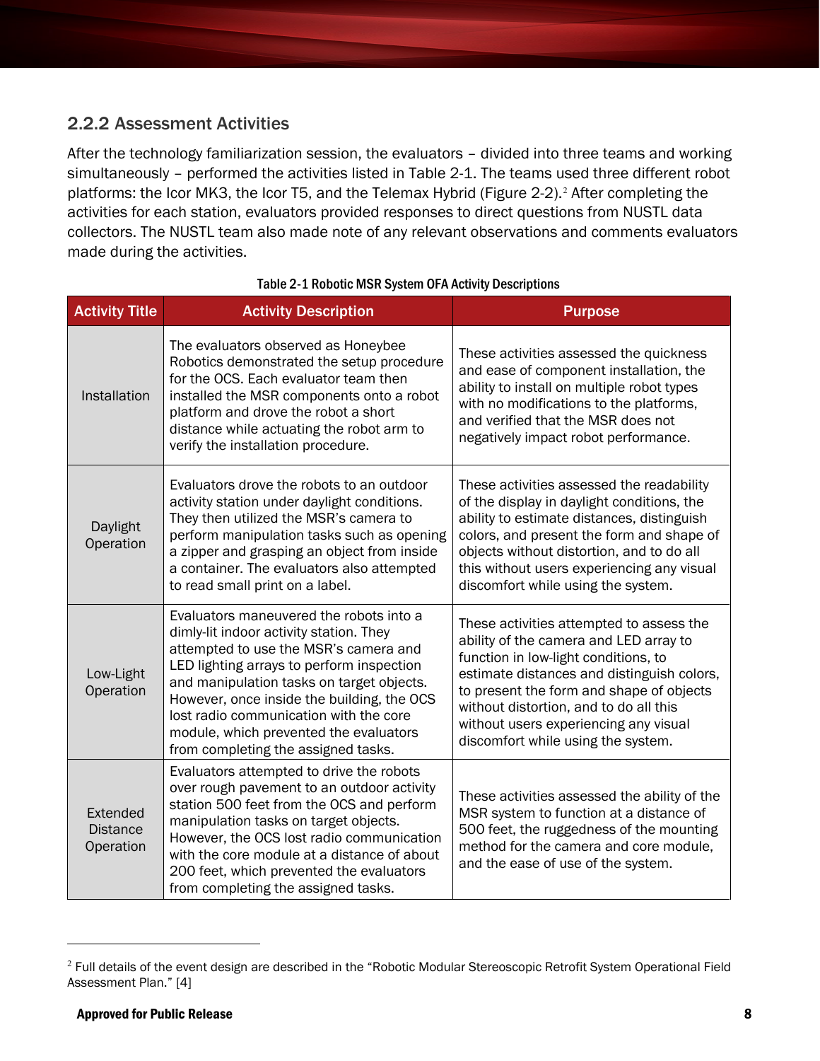### 2.2.2 Assessment Activities

After the technology familiarization session, the evaluators – divided into three teams and working simultaneously – performed the activities listed in Table 2-1. The teams used three different robot platforms: the Icor MK3, the Icor T5, and the Telemax Hybrid (Figure 2-2).[2] After completing the activities for each station, evaluators provided responses to direct questions from NUSTL data collectors. The NUSTL team also made note of any relevant observations and comments evaluators made during the activities.

Table 2-1 Robotic MSR System OFA Activity Descriptions

| Activity Title | Activity Description | Purpose |
| --- | --- | --- |
| Installation | The evaluators observed as Honeybee Robotics demonstrated the setup procedure for the OCS. Each evaluator team then installed the MSR components onto a robot platform and drove the robot a short distance while actuating the robot arm to verify the installation procedure. | These activities assessed the quickness and ease of component installation, the ability to install on multiple robot types with no modifications to the platforms, and verified that the MSR does not negatively impact robot performance. |
| Daylight Operation | Evaluators drove the robots to an outdoor activity station under daylight conditions. They then utilized the MSR's camera to perform manipulation tasks such as opening a zipper and grasping an object from inside a container. The evaluators also attempted to read small print on a label. | These activities assessed the readability of the display in daylight conditions, the ability to estimate distances, distinguish colors, and present the form and shape of objects without distortion, and to do all this without users experiencing any visual discomfort while using the system. |
| Low-Light Operation | Evaluators maneuvered the robots into a dimly-lit indoor activity station. They attempted to use the MSR's camera and LED lighting arrays to perform inspection and manipulation tasks on target objects. However, once inside the building, the OCS lost radio communication with the core module, which prevented the evaluators from completing the assigned tasks. | These activities attempted to assess the ability of the camera and LED array to function in low-light conditions, to estimate distances and distinguish colors, to present the form and shape of objects without distortion, and to do all this without users experiencing any visual discomfort while using the system. |
| Extended Distance Operation | Evaluators attempted to drive the robots over rough pavement to an outdoor activity station 500 feet from the OCS and perform manipulation tasks on target objects. However, the OCS lost radio communication with the core module at a distance of about 200 feet, which prevented the evaluators from completing the assigned tasks. | These activities assessed the ability of the MSR system to function at a distance of 500 feet, the ruggedness of the mounting method for the camera and core module, and the ease of use of the system. |

[2] Full details of the event design are described in the "Robotic Modular Stereoscopic Retrofit System Operational Field Assessment Plan." [4]

**Approved for Public Release**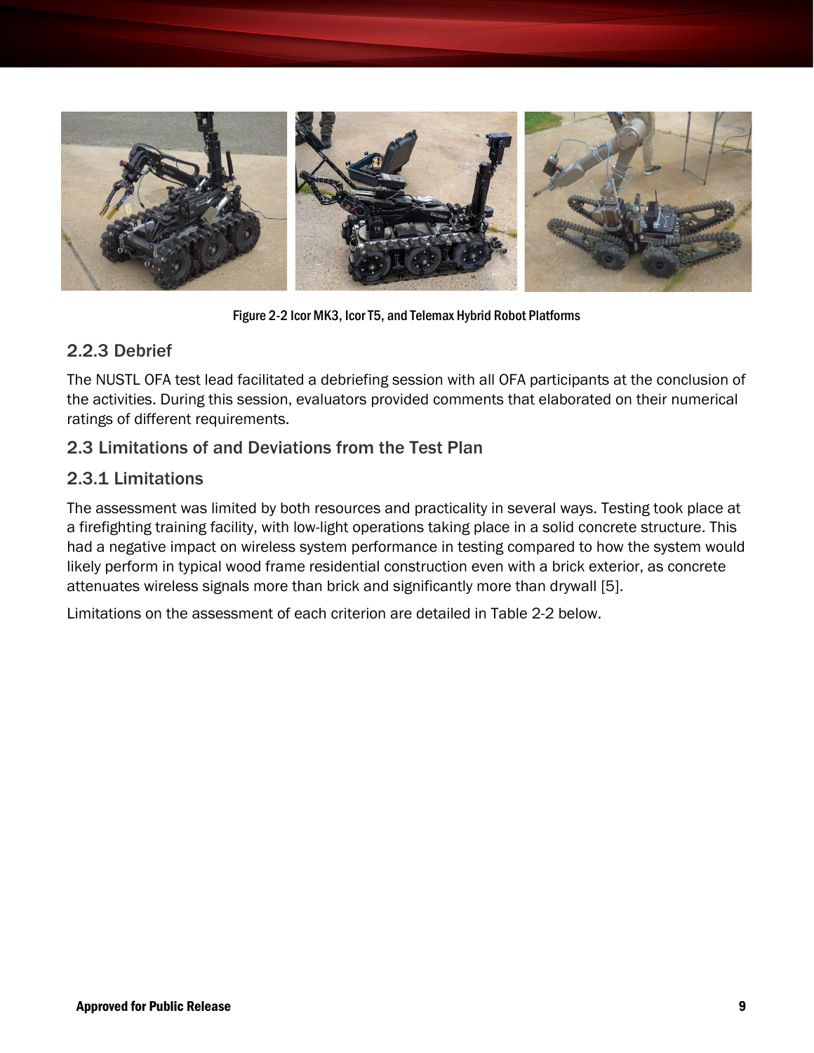Figure 2-2 Icor MK3, Icor T5, and Telemax Hybrid Robot Platforms

### 2.2.3 Debrief

The NUSTL OFA test lead facilitated a debriefing session with all OFA participants at the conclusion of the activities. During this session, evaluators provided comments that elaborated on their numerical ratings of different requirements.

## 2.3 Limitations of and Deviations from the Test Plan

### 2.3.1 Limitations

The assessment was limited by both resources and practicality in several ways. Testing took place at a firefighting training facility, with low-light operations taking place in a solid concrete structure. This had a negative impact on wireless system performance in testing compared to how the system would likely perform in typical wood frame residential construction even with a brick exterior, as concrete attenuates wireless signals more than brick and significantly more than drywall [5].

Limitations on the assessment of each criterion are detailed in Table 2-2 below.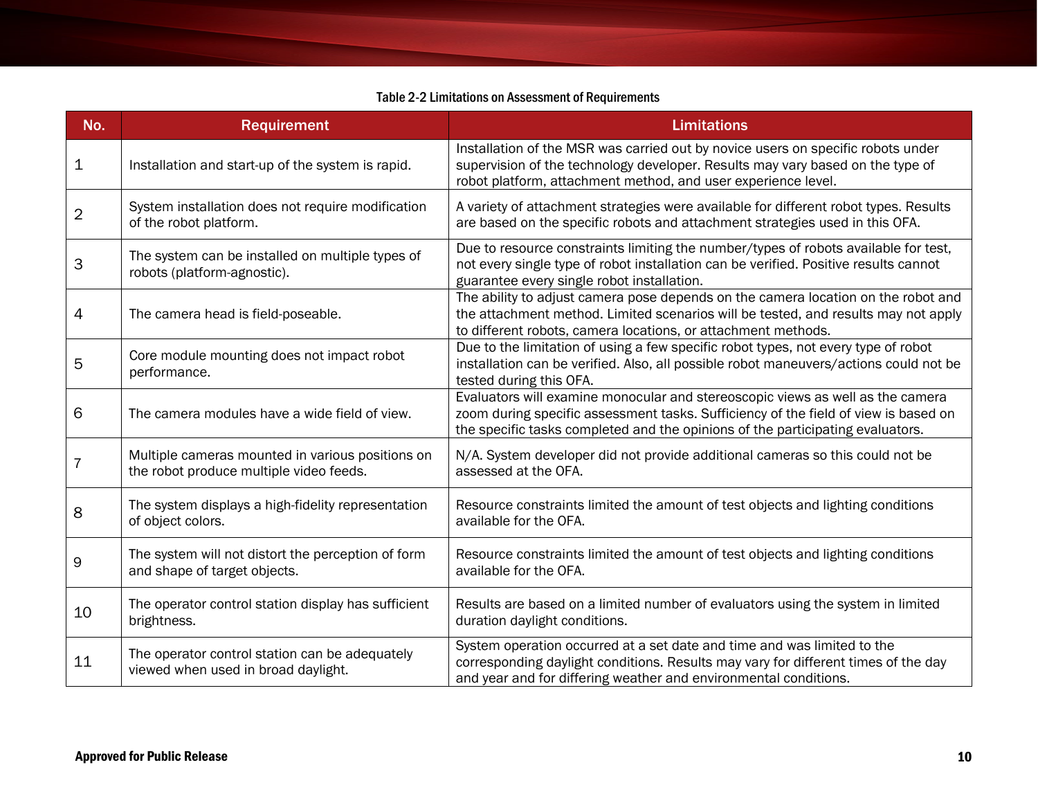Table 2-2 Limitations on Assessment of Requirements

| No. | Requirement | Limitations |
|---|---|---|
| 1 | Installation and start-up of the system is rapid. | Installation of the MSR was carried out by novice users on specific robots under supervision of the technology developer. Results may vary based on the type of robot platform, attachment method, and user experience level. |
| 2 | System installation does not require modification of the robot platform. | A variety of attachment strategies were available for different robot types. Results are based on the specific robots and attachment strategies used in this OFA. |
| 3 | The system can be installed on multiple types of robots (platform-agnostic). | Due to resource constraints limiting the number/types of robots available for test, not every single type of robot installation can be verified. Positive results cannot guarantee every single robot installation. |
| 4 | The camera head is field-poseable. | The ability to adjust camera pose depends on the camera location on the robot and the attachment method. Limited scenarios will be tested, and results may not apply to different robots, camera locations, or attachment methods. |
| 5 | Core module mounting does not impact robot performance. | Due to the limitation of using a few specific robot types, not every type of robot installation can be verified. Also, all possible robot maneuvers/actions could not be tested during this OFA. |
| 6 | The camera modules have a wide field of view. | Evaluators will examine monocular and stereoscopic views as well as the camera zoom during specific assessment tasks. Sufficiency of the field of view is based on the specific tasks completed and the opinions of the participating evaluators. |
| 7 | Multiple cameras mounted in various positions on the robot produce multiple video feeds. | N/A. System developer did not provide additional cameras so this could not be assessed at the OFA. |
| 8 | The system displays a high-fidelity representation of object colors. | Resource constraints limited the amount of test objects and lighting conditions available for the OFA. |
| 9 | The system will not distort the perception of form and shape of target objects. | Resource constraints limited the amount of test objects and lighting conditions available for the OFA. |
| 10 | The operator control station display has sufficient brightness. | Results are based on a limited number of evaluators using the system in limited duration daylight conditions. |
| 11 | The operator control station can be adequately viewed when used in broad daylight. | System operation occurred at a set date and time and was limited to the corresponding daylight conditions. Results may vary for different times of the day and year and for differing weather and environmental conditions. |

**Approved for Public Release**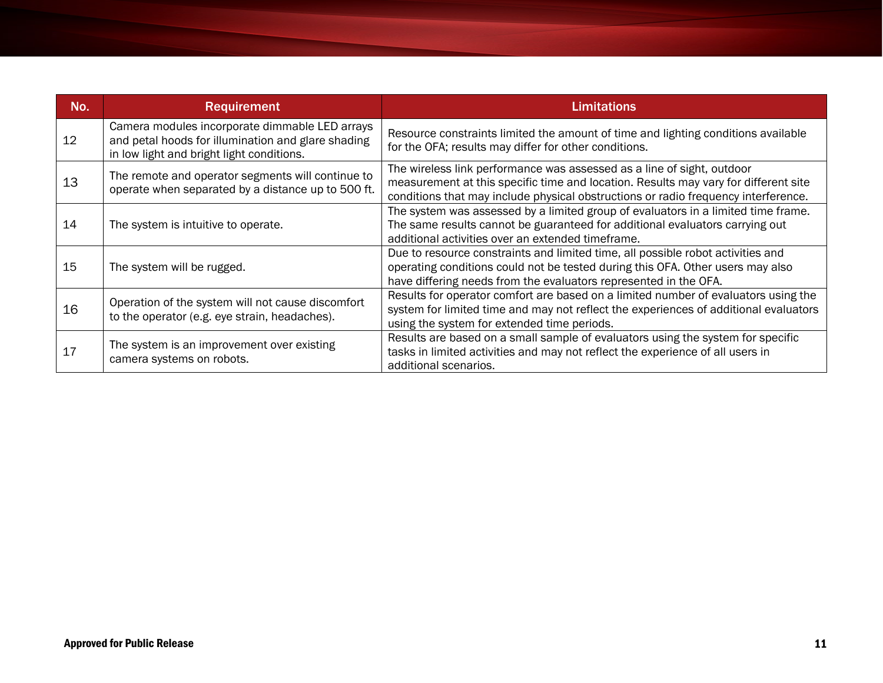| No. | Requirement | Limitations |
|---|---|---|
| 12 | Camera modules incorporate dimmable LED arrays and petal hoods for illumination and glare shading in low light and bright light conditions. | Resource constraints limited the amount of time and lighting conditions available for the OFA; results may differ for other conditions. |
| 13 | The remote and operator segments will continue to operate when separated by a distance up to 500 ft. | The wireless link performance was assessed as a line of sight, outdoor measurement at this specific time and location. Results may vary for different site conditions that may include physical obstructions or radio frequency interference. |
| 14 | The system is intuitive to operate. | The system was assessed by a limited group of evaluators in a limited time frame. The same results cannot be guaranteed for additional evaluators carrying out additional activities over an extended timeframe. |
| 15 | The system will be rugged. | Due to resource constraints and limited time, all possible robot activities and operating conditions could not be tested during this OFA. Other users may also have differing needs from the evaluators represented in the OFA. |
| 16 | Operation of the system will not cause discomfort to the operator (e.g. eye strain, headaches). | Results for operator comfort are based on a limited number of evaluators using the system for limited time and may not reflect the experiences of additional evaluators using the system for extended time periods. |
| 17 | The system is an improvement over existing camera systems on robots. | Results are based on a small sample of evaluators using the system for specific tasks in limited activities and may not reflect the experience of all users in additional scenarios. |

**Approved for Public Release**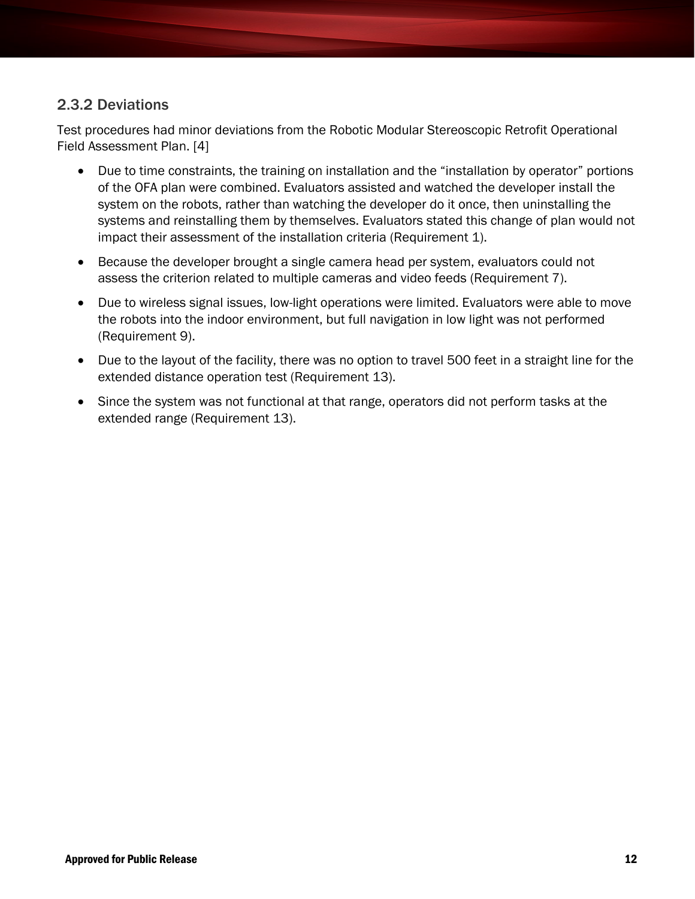### 2.3.2 Deviations

Test procedures had minor deviations from the Robotic Modular Stereoscopic Retrofit Operational Field Assessment Plan. [4]

- Due to time constraints, the training on installation and the "installation by operator" portions of the OFA plan were combined. Evaluators assisted and watched the developer install the system on the robots, rather than watching the developer do it once, then uninstalling the systems and reinstalling them by themselves. Evaluators stated this change of plan would not impact their assessment of the installation criteria (Requirement 1).
- Because the developer brought a single camera head per system, evaluators could not assess the criterion related to multiple cameras and video feeds (Requirement 7).
- Due to wireless signal issues, low-light operations were limited. Evaluators were able to move the robots into the indoor environment, but full navigation in low light was not performed (Requirement 9).
- Due to the layout of the facility, there was no option to travel 500 feet in a straight line for the extended distance operation test (Requirement 13).
- Since the system was not functional at that range, operators did not perform tasks at the extended range (Requirement 13).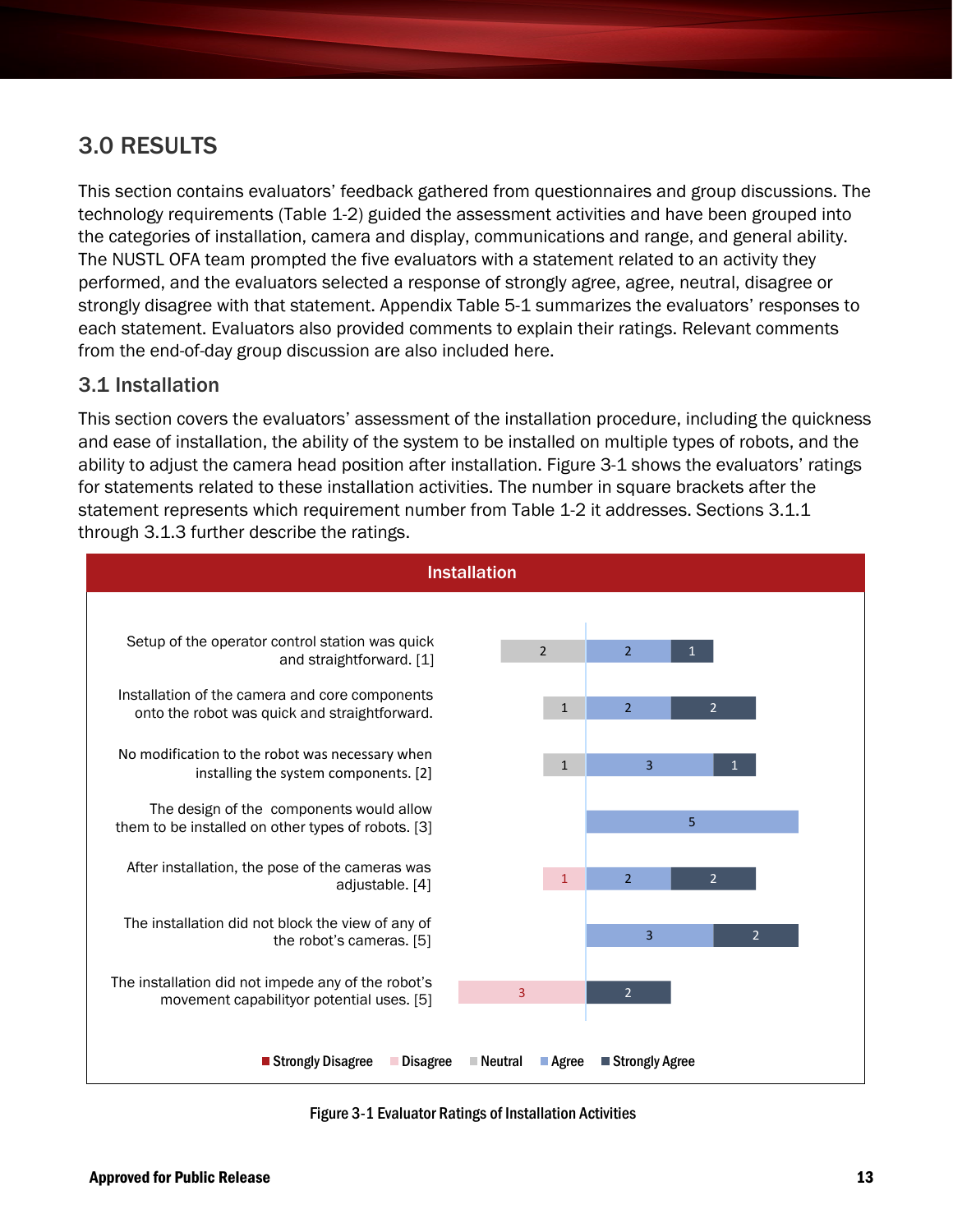# 3.0 RESULTS

This section contains evaluators' feedback gathered from questionnaires and group discussions. The technology requirements (Table 1-2) guided the assessment activities and have been grouped into the categories of installation, camera and display, communications and range, and general ability. The NUSTL OFA team prompted the five evaluators with a statement related to an activity they performed, and the evaluators selected a response of strongly agree, agree, neutral, disagree or strongly disagree with that statement. Appendix Table 5-1 summarizes the evaluators' responses to each statement. Evaluators also provided comments to explain their ratings. Relevant comments from the end-of-day group discussion are also included here.

## 3.1 Installation

This section covers the evaluators' assessment of the installation procedure, including the quickness and ease of installation, the ability of the system to be installed on multiple types of robots, and the ability to adjust the camera head position after installation. Figure 3-1 shows the evaluators' ratings for statements related to these installation activities. The number in square brackets after the statement represents which requirement number from Table 1-2 it addresses. Sections 3.1.1 through 3.1.3 further describe the ratings.

Installation

Setup of the operator control station was quick and straightforward. [1]
2 2 1

Installation of the camera and core components onto the robot was quick and straightforward.
1 2 2

No modification to the robot was necessary when installing the system components. [2]
1 3 1

The design of the components would allow them to be installed on other types of robots. [3]
5

After installation, the pose of the cameras was adjustable. [4]
1 2 2

The installation did not block the view of any of the robot's cameras. [5]
3 2

The installation did not impede any of the robot's movement capabilityor potential uses. [5]
3 2

Strongly Disagree, Disagree, Neutral, Agree, Strongly Agree

Figure 3-1 Evaluator Ratings of Installation Activities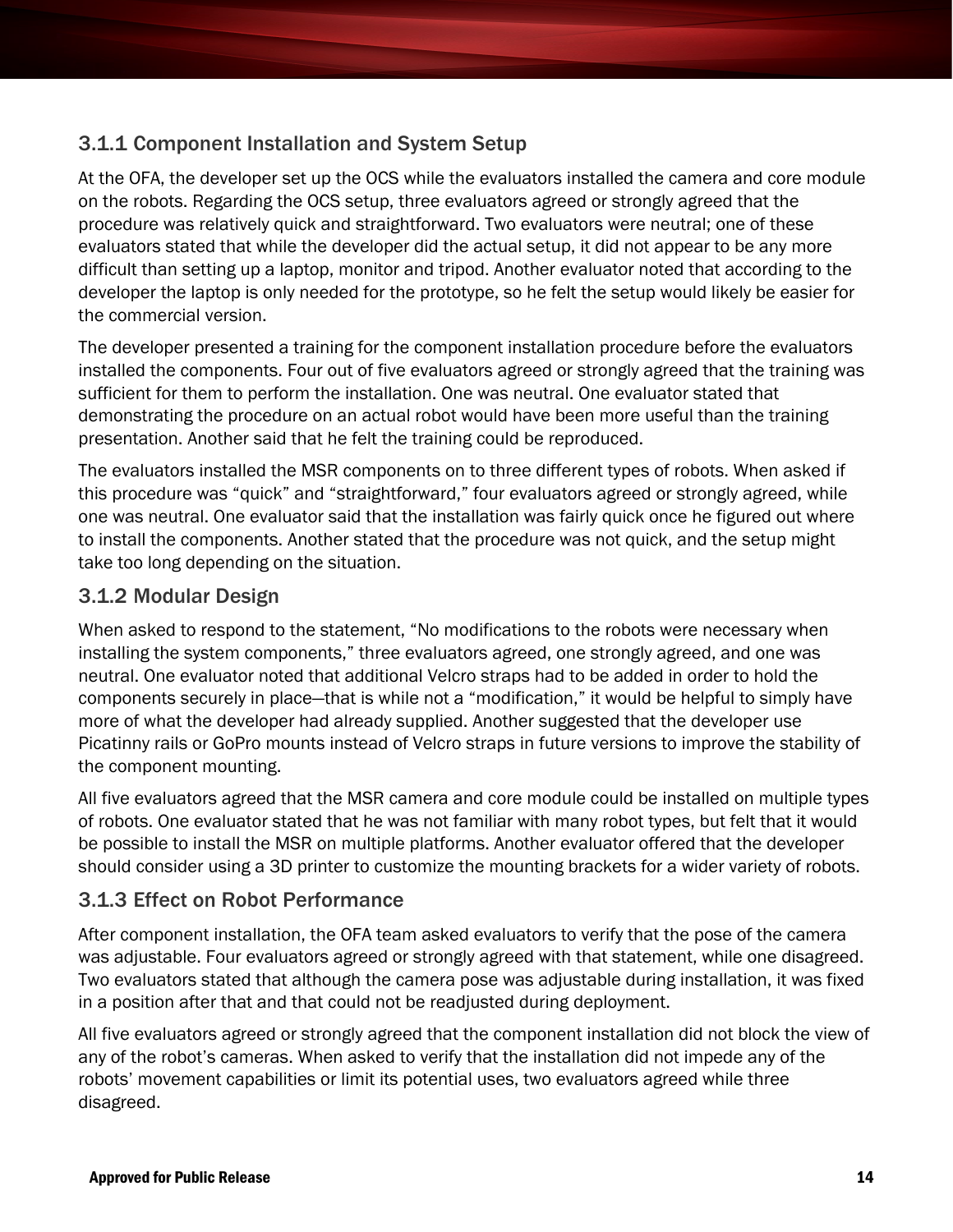### 3.1.1 Component Installation and System Setup

At the OFA, the developer set up the OCS while the evaluators installed the camera and core module on the robots. Regarding the OCS setup, three evaluators agreed or strongly agreed that the procedure was relatively quick and straightforward. Two evaluators were neutral; one of these evaluators stated that while the developer did the actual setup, it did not appear to be any more difficult than setting up a laptop, monitor and tripod. Another evaluator noted that according to the developer the laptop is only needed for the prototype, so he felt the setup would likely be easier for the commercial version.

The developer presented a training for the component installation procedure before the evaluators installed the components. Four out of five evaluators agreed or strongly agreed that the training was sufficient for them to perform the installation. One was neutral. One evaluator stated that demonstrating the procedure on an actual robot would have been more useful than the training presentation. Another said that he felt the training could be reproduced.

The evaluators installed the MSR components on to three different types of robots. When asked if this procedure was “quick” and “straightforward,” four evaluators agreed or strongly agreed, while one was neutral. One evaluator said that the installation was fairly quick once he figured out where to install the components. Another stated that the procedure was not quick, and the setup might take too long depending on the situation.

### 3.1.2 Modular Design

When asked to respond to the statement, “No modifications to the robots were necessary when installing the system components,” three evaluators agreed, one strongly agreed, and one was neutral. One evaluator noted that additional Velcro straps had to be added in order to hold the components securely in place—that is while not a “modification,” it would be helpful to simply have more of what the developer had already supplied. Another suggested that the developer use Picatinny rails or GoPro mounts instead of Velcro straps in future versions to improve the stability of the component mounting.

All five evaluators agreed that the MSR camera and core module could be installed on multiple types of robots. One evaluator stated that he was not familiar with many robot types, but felt that it would be possible to install the MSR on multiple platforms. Another evaluator offered that the developer should consider using a 3D printer to customize the mounting brackets for a wider variety of robots.

### 3.1.3 Effect on Robot Performance

After component installation, the OFA team asked evaluators to verify that the pose of the camera was adjustable. Four evaluators agreed or strongly agreed with that statement, while one disagreed. Two evaluators stated that although the camera pose was adjustable during installation, it was fixed in a position after that and that could not be readjusted during deployment.

All five evaluators agreed or strongly agreed that the component installation did not block the view of any of the robot’s cameras. When asked to verify that the installation did not impede any of the robots’ movement capabilities or limit its potential uses, two evaluators agreed while three disagreed.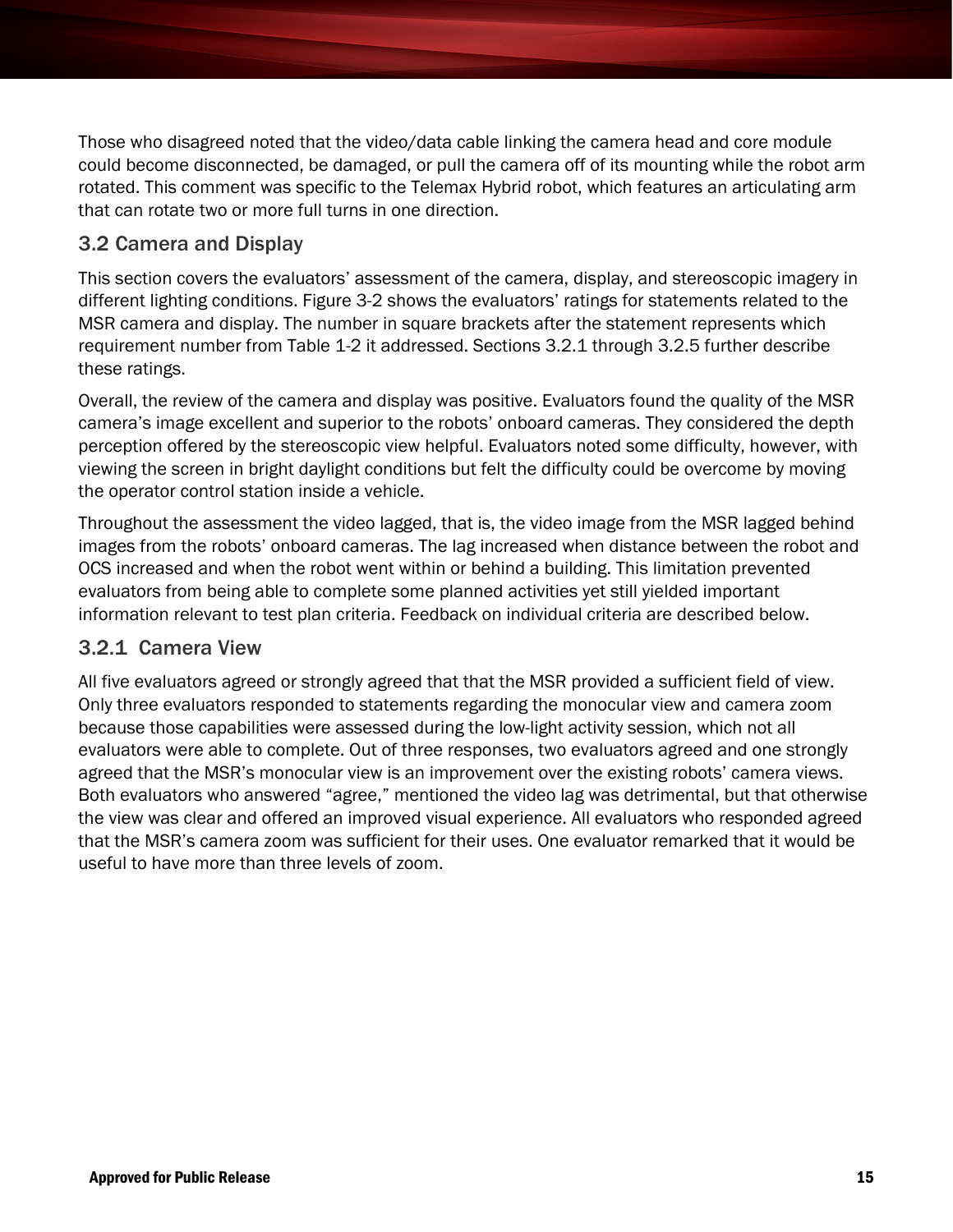Those who disagreed noted that the video/data cable linking the camera head and core module could become disconnected, be damaged, or pull the camera off of its mounting while the robot arm rotated. This comment was specific to the Telemax Hybrid robot, which features an articulating arm that can rotate two or more full turns in one direction.

## 3.2 Camera and Display

This section covers the evaluators' assessment of the camera, display, and stereoscopic imagery in different lighting conditions. Figure 3-2 shows the evaluators' ratings for statements related to the MSR camera and display. The number in square brackets after the statement represents which requirement number from Table 1-2 it addressed. Sections 3.2.1 through 3.2.5 further describe these ratings.

Overall, the review of the camera and display was positive. Evaluators found the quality of the MSR camera's image excellent and superior to the robots' onboard cameras. They considered the depth perception offered by the stereoscopic view helpful. Evaluators noted some difficulty, however, with viewing the screen in bright daylight conditions but felt the difficulty could be overcome by moving the operator control station inside a vehicle.

Throughout the assessment the video lagged, that is, the video image from the MSR lagged behind images from the robots' onboard cameras. The lag increased when distance between the robot and OCS increased and when the robot went within or behind a building. This limitation prevented evaluators from being able to complete some planned activities yet still yielded important information relevant to test plan criteria. Feedback on individual criteria are described below.

### 3.2.1 Camera View

All five evaluators agreed or strongly agreed that that the MSR provided a sufficient field of view. Only three evaluators responded to statements regarding the monocular view and camera zoom because those capabilities were assessed during the low-light activity session, which not all evaluators were able to complete. Out of three responses, two evaluators agreed and one strongly agreed that the MSR's monocular view is an improvement over the existing robots' camera views. Both evaluators who answered "agree," mentioned the video lag was detrimental, but that otherwise the view was clear and offered an improved visual experience. All evaluators who responded agreed that the MSR's camera zoom was sufficient for their uses. One evaluator remarked that it would be useful to have more than three levels of zoom.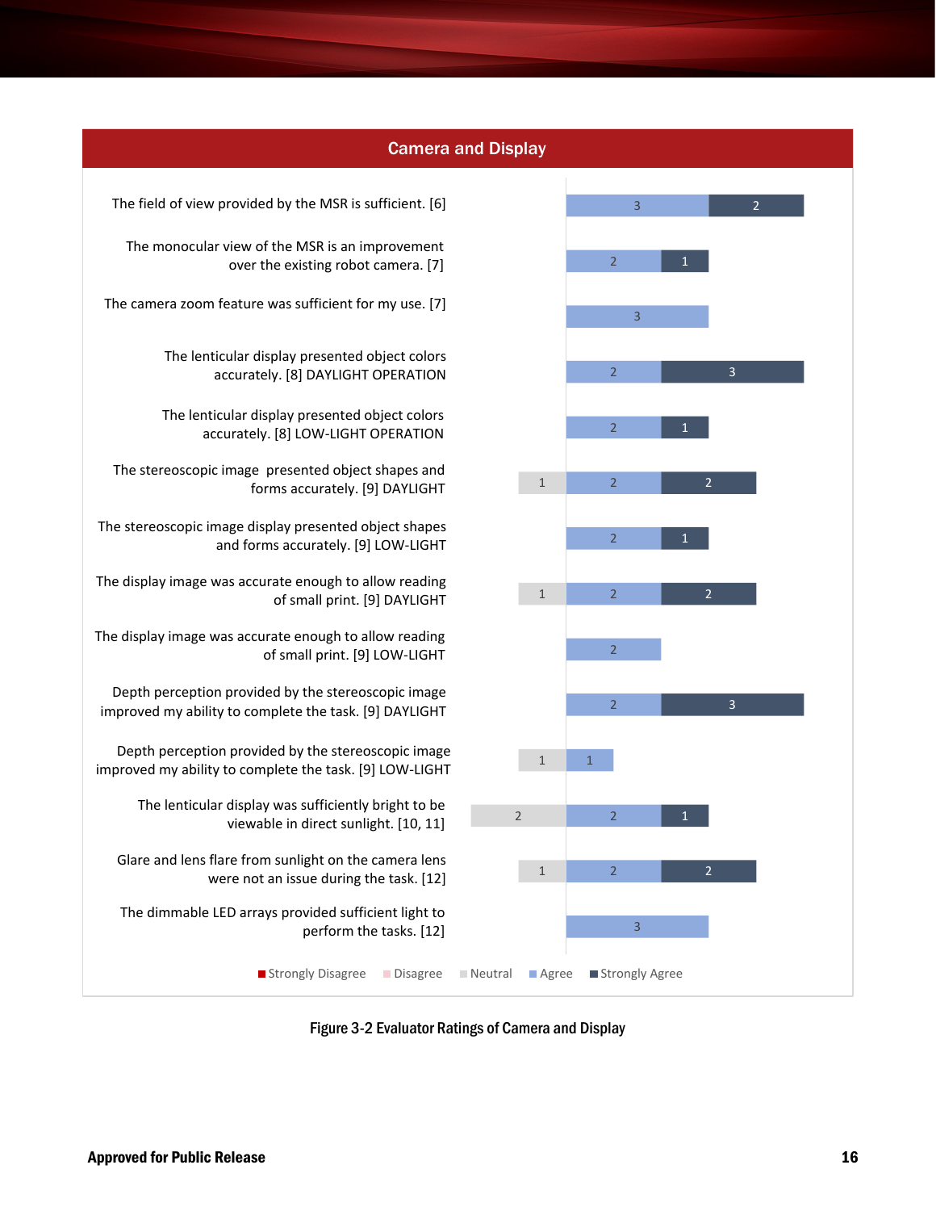Camera and Display

The field of view provided by the MSR is sufficient. [6]
3 2

The monocular view of the MSR is an improvement over the existing robot camera. [7]
2 1

The camera zoom feature was sufficient for my use. [7]
3

The lenticular display presented object colors accurately. [8] DAYLIGHT OPERATION
2 3

The lenticular display presented object colors accurately. [8] LOW-LIGHT OPERATION
2 1

The stereoscopic image presented object shapes and forms accurately. [9] DAYLIGHT
1 2 2

The stereoscopic image display presented object shapes and forms accurately. [9] LOW-LIGHT
2 1

The display image was accurate enough to allow reading of small print. [9] DAYLIGHT
1 2 2

The display image was accurate enough to allow reading of small print. [9] LOW-LIGHT
2

Depth perception provided by the stereoscopic image improved my ability to complete the task. [9] DAYLIGHT
2 3

Depth perception provided by the stereoscopic image improved my ability to complete the task. [9] LOW-LIGHT
1 1

The lenticular display was sufficiently bright to be viewable in direct sunlight. [10, 11]
2 2 1

Glare and lens flare from sunlight on the camera lens were not an issue during the task. [12]
1 2 2

The dimmable LED arrays provided sufficient light to perform the tasks. [12]
3

Strongly Disagree | Disagree | Neutral | Agree | Strongly Agree

Figure 3-2 Evaluator Ratings of Camera and Display

Approved for Public Release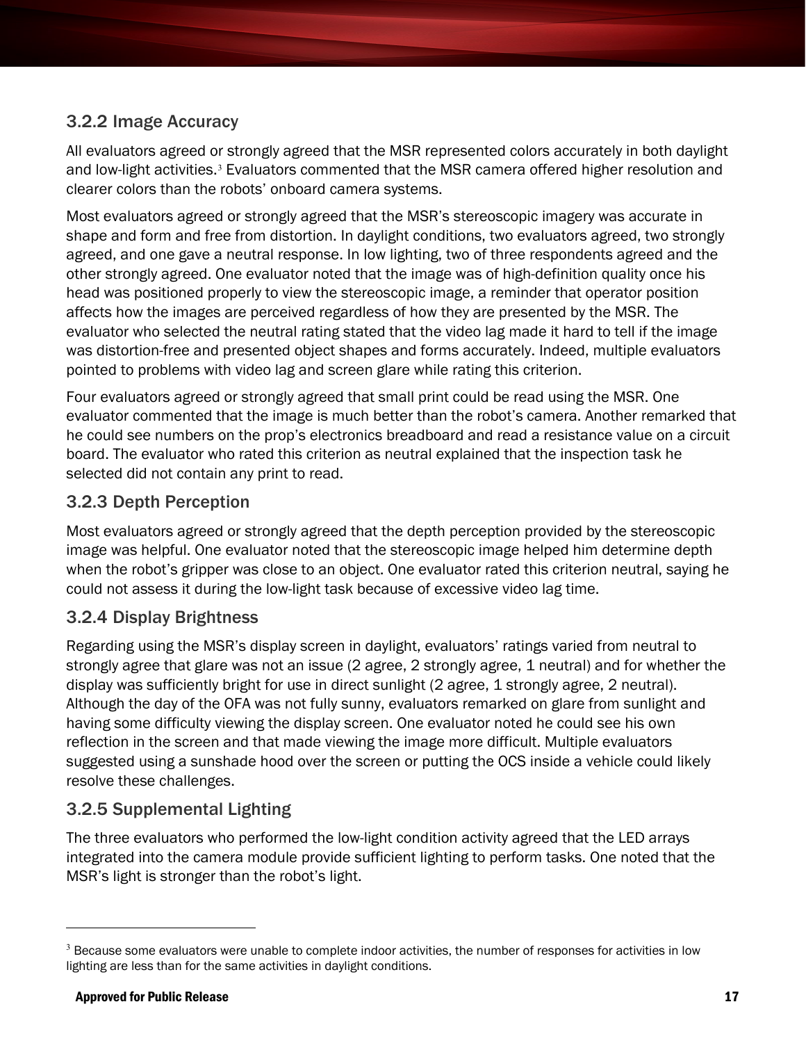### 3.2.2 Image Accuracy

All evaluators agreed or strongly agreed that the MSR represented colors accurately in both daylight and low-light activities.[3] Evaluators commented that the MSR camera offered higher resolution and clearer colors than the robots' onboard camera systems.

Most evaluators agreed or strongly agreed that the MSR's stereoscopic imagery was accurate in shape and form and free from distortion. In daylight conditions, two evaluators agreed, two strongly agreed, and one gave a neutral response. In low lighting, two of three respondents agreed and the other strongly agreed. One evaluator noted that the image was of high-definition quality once his head was positioned properly to view the stereoscopic image, a reminder that operator position affects how the images are perceived regardless of how they are presented by the MSR. The evaluator who selected the neutral rating stated that the video lag made it hard to tell if the image was distortion-free and presented object shapes and forms accurately. Indeed, multiple evaluators pointed to problems with video lag and screen glare while rating this criterion.

Four evaluators agreed or strongly agreed that small print could be read using the MSR. One evaluator commented that the image is much better than the robot's camera. Another remarked that he could see numbers on the prop's electronics breadboard and read a resistance value on a circuit board. The evaluator who rated this criterion as neutral explained that the inspection task he selected did not contain any print to read.

### 3.2.3 Depth Perception

Most evaluators agreed or strongly agreed that the depth perception provided by the stereoscopic image was helpful. One evaluator noted that the stereoscopic image helped him determine depth when the robot's gripper was close to an object. One evaluator rated this criterion neutral, saying he could not assess it during the low-light task because of excessive video lag time.

### 3.2.4 Display Brightness

Regarding using the MSR's display screen in daylight, evaluators' ratings varied from neutral to strongly agree that glare was not an issue (2 agree, 2 strongly agree, 1 neutral) and for whether the display was sufficiently bright for use in direct sunlight (2 agree, 1 strongly agree, 2 neutral). Although the day of the OFA was not fully sunny, evaluators remarked on glare from sunlight and having some difficulty viewing the display screen. One evaluator noted he could see his own reflection in the screen and that made viewing the image more difficult. Multiple evaluators suggested using a sunshade hood over the screen or putting the OCS inside a vehicle could likely resolve these challenges.

### 3.2.5 Supplemental Lighting

The three evaluators who performed the low-light condition activity agreed that the LED arrays integrated into the camera module provide sufficient lighting to perform tasks. One noted that the MSR's light is stronger than the robot's light.

---

[3] Because some evaluators were unable to complete indoor activities, the number of responses for activities in low lighting are less than for the same activities in daylight conditions.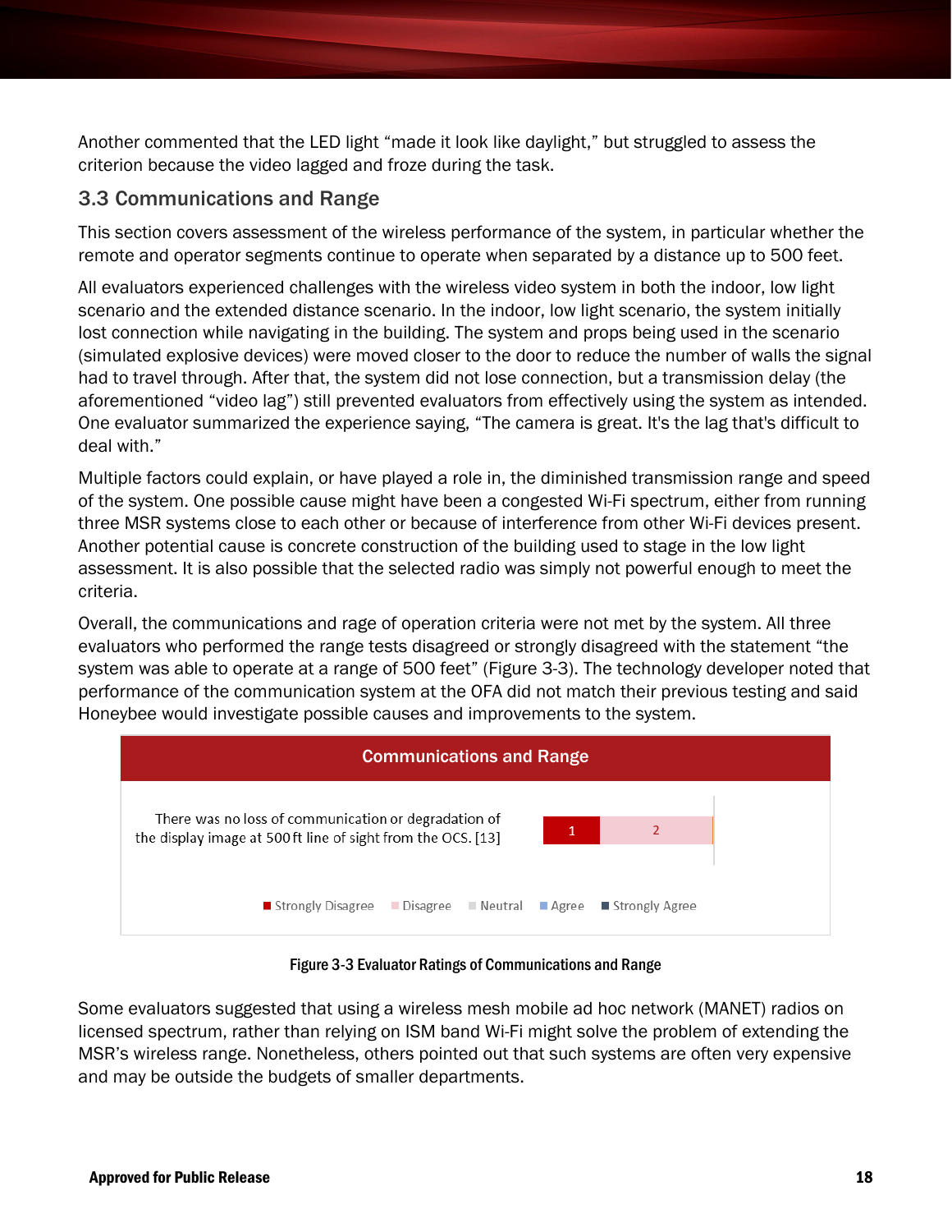Another commented that the LED light “made it look like daylight,” but struggled to assess the criterion because the video lagged and froze during the task.

## 3.3 Communications and Range

This section covers assessment of the wireless performance of the system, in particular whether the remote and operator segments continue to operate when separated by a distance up to 500 feet.

All evaluators experienced challenges with the wireless video system in both the indoor, low light scenario and the extended distance scenario. In the indoor, low light scenario, the system initially lost connection while navigating in the building. The system and props being used in the scenario (simulated explosive devices) were moved closer to the door to reduce the number of walls the signal had to travel through. After that, the system did not lose connection, but a transmission delay (the aforementioned “video lag”) still prevented evaluators from effectively using the system as intended. One evaluator summarized the experience saying, “The camera is great. It's the lag that's difficult to deal with.”

Multiple factors could explain, or have played a role in, the diminished transmission range and speed of the system. One possible cause might have been a congested Wi-Fi spectrum, either from running three MSR systems close to each other or because of interference from other Wi-Fi devices present. Another potential cause is concrete construction of the building used to stage in the low light assessment. It is also possible that the selected radio was simply not powerful enough to meet the criteria.

Overall, the communications and rage of operation criteria were not met by the system. All three evaluators who performed the range tests disagreed or strongly disagreed with the statement “the system was able to operate at a range of 500 feet” (Figure 3-3). The technology developer noted that performance of the communication system at the OFA did not match their previous testing and said Honeybee would investigate possible causes and improvements to the system.

Communications and Range

There was no loss of communication or degradation of the display image at 500 ft line of sight from the OCS. [13]

1

2

Strongly Disagree
Disagree
Neutral
Agree
Strongly Agree

Figure 3-3 Evaluator Ratings of Communications and Range

Some evaluators suggested that using a wireless mesh mobile ad hoc network (MANET) radios on licensed spectrum, rather than relying on ISM band Wi-Fi might solve the problem of extending the MSR’s wireless range. Nonetheless, others pointed out that such systems are often very expensive and may be outside the budgets of smaller departments.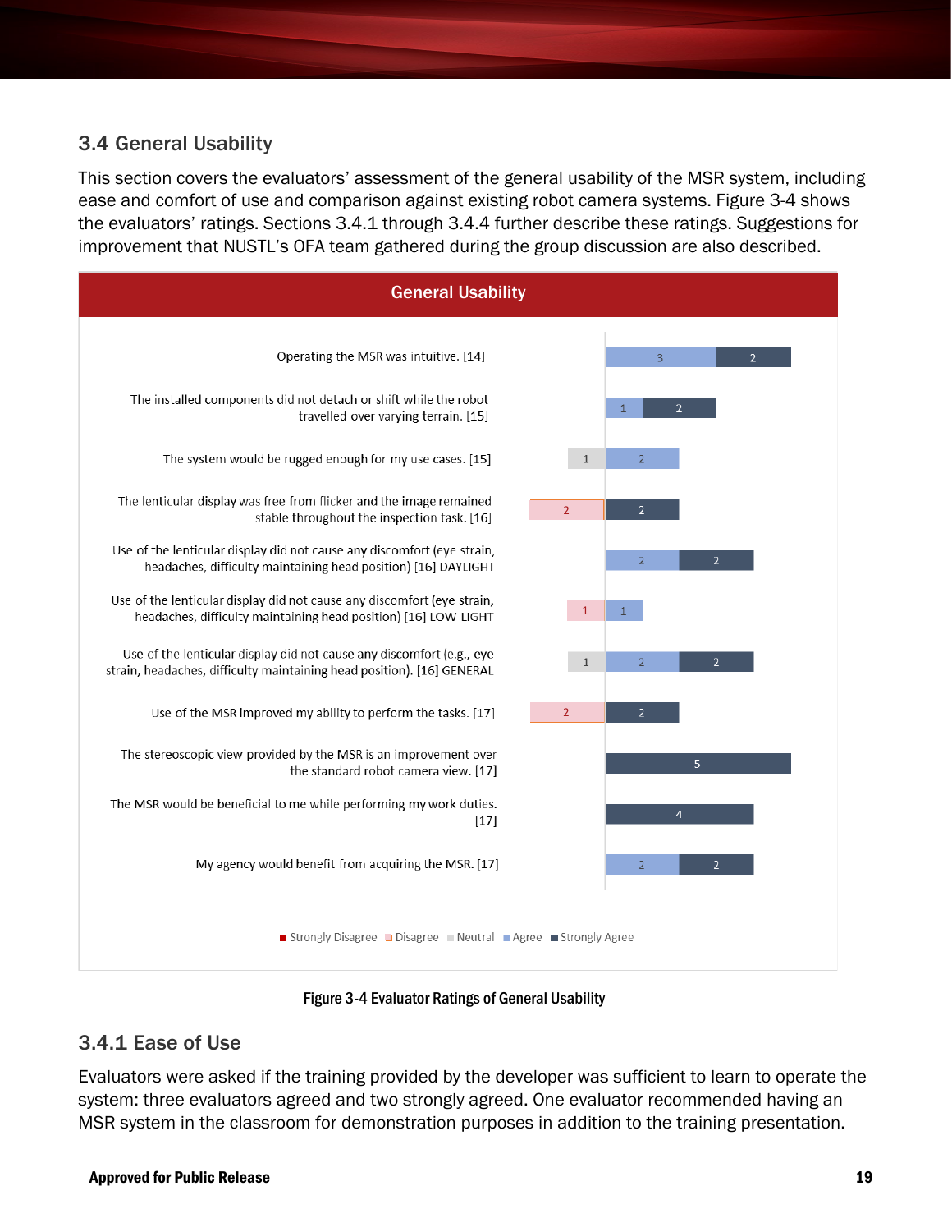## 3.4 General Usability

This section covers the evaluators' assessment of the general usability of the MSR system, including ease and comfort of use and comparison against existing robot camera systems. Figure 3-4 shows the evaluators' ratings. Sections 3.4.1 through 3.4.4 further describe these ratings. Suggestions for improvement that NUSTL's OFA team gathered during the group discussion are also described.

General Usability

Operating the MSR was intuitive. [14]
3
2

The installed components did not detach or shift while the robot travelled over varying terrain. [15]
1
2

The system would be rugged enough for my use cases. [15]
1
2

The lenticular display was free from flicker and the image remained stable throughout the inspection task. [16]
2
2

Use of the lenticular display did not cause any discomfort (eye strain, headaches, difficulty maintaining head position) [16] DAYLIGHT
2
2

Use of the lenticular display did not cause any discomfort (eye strain, headaches, difficulty maintaining head position) [16] LOW-LIGHT
1
1

Use of the lenticular display did not cause any discomfort (e.g., eye strain, headaches, difficulty maintaining head position). [16] GENERAL
1
2
2

Use of the MSR improved my ability to perform the tasks. [17]
2
2

The stereoscopic view provided by the MSR is an improvement over the standard robot camera view. [17]
5

The MSR would be beneficial to me while performing my work duties. [17]
4

My agency would benefit from acquiring the MSR. [17]
2
2

Strongly Disagree
Disagree
Neutral
Agree
Strongly Agree

Figure 3-4 Evaluator Ratings of General Usability

### 3.4.1 Ease of Use

Evaluators were asked if the training provided by the developer was sufficient to learn to operate the system: three evaluators agreed and two strongly agreed. One evaluator recommended having an MSR system in the classroom for demonstration purposes in addition to the training presentation.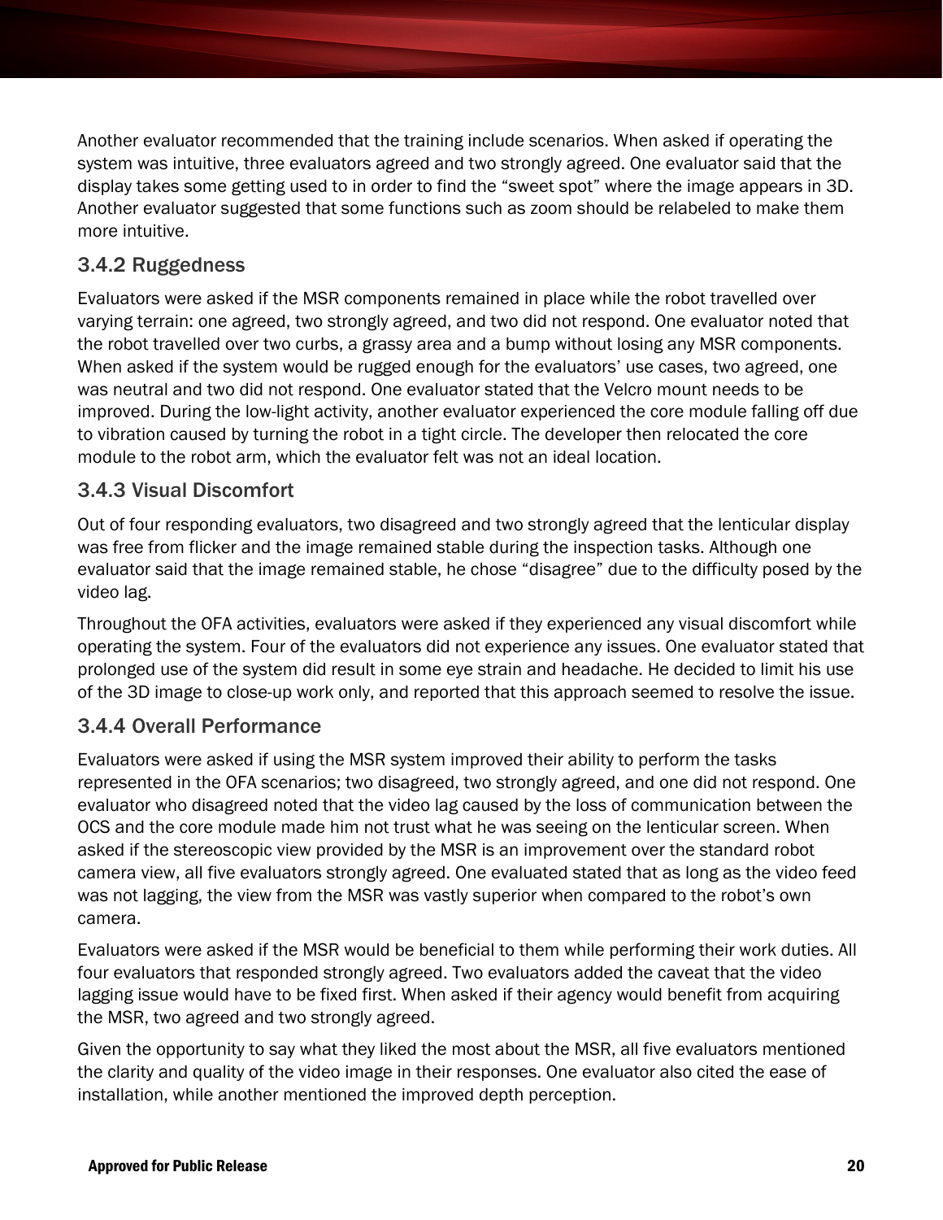Another evaluator recommended that the training include scenarios. When asked if operating the system was intuitive, three evaluators agreed and two strongly agreed. One evaluator said that the display takes some getting used to in order to find the “sweet spot” where the image appears in 3D. Another evaluator suggested that some functions such as zoom should be relabeled to make them more intuitive.

### 3.4.2 Ruggedness

Evaluators were asked if the MSR components remained in place while the robot travelled over varying terrain: one agreed, two strongly agreed, and two did not respond. One evaluator noted that the robot travelled over two curbs, a grassy area and a bump without losing any MSR components. When asked if the system would be rugged enough for the evaluators’ use cases, two agreed, one was neutral and two did not respond. One evaluator stated that the Velcro mount needs to be improved. During the low-light activity, another evaluator experienced the core module falling off due to vibration caused by turning the robot in a tight circle. The developer then relocated the core module to the robot arm, which the evaluator felt was not an ideal location.

### 3.4.3 Visual Discomfort

Out of four responding evaluators, two disagreed and two strongly agreed that the lenticular display was free from flicker and the image remained stable during the inspection tasks. Although one evaluator said that the image remained stable, he chose “disagree” due to the difficulty posed by the video lag.

Throughout the OFA activities, evaluators were asked if they experienced any visual discomfort while operating the system. Four of the evaluators did not experience any issues. One evaluator stated that prolonged use of the system did result in some eye strain and headache. He decided to limit his use of the 3D image to close-up work only, and reported that this approach seemed to resolve the issue.

### 3.4.4 Overall Performance

Evaluators were asked if using the MSR system improved their ability to perform the tasks represented in the OFA scenarios; two disagreed, two strongly agreed, and one did not respond. One evaluator who disagreed noted that the video lag caused by the loss of communication between the OCS and the core module made him not trust what he was seeing on the lenticular screen. When asked if the stereoscopic view provided by the MSR is an improvement over the standard robot camera view, all five evaluators strongly agreed. One evaluated stated that as long as the video feed was not lagging, the view from the MSR was vastly superior when compared to the robot’s own camera.

Evaluators were asked if the MSR would be beneficial to them while performing their work duties. All four evaluators that responded strongly agreed. Two evaluators added the caveat that the video lagging issue would have to be fixed first. When asked if their agency would benefit from acquiring the MSR, two agreed and two strongly agreed.

Given the opportunity to say what they liked the most about the MSR, all five evaluators mentioned the clarity and quality of the video image in their responses. One evaluator also cited the ease of installation, while another mentioned the improved depth perception.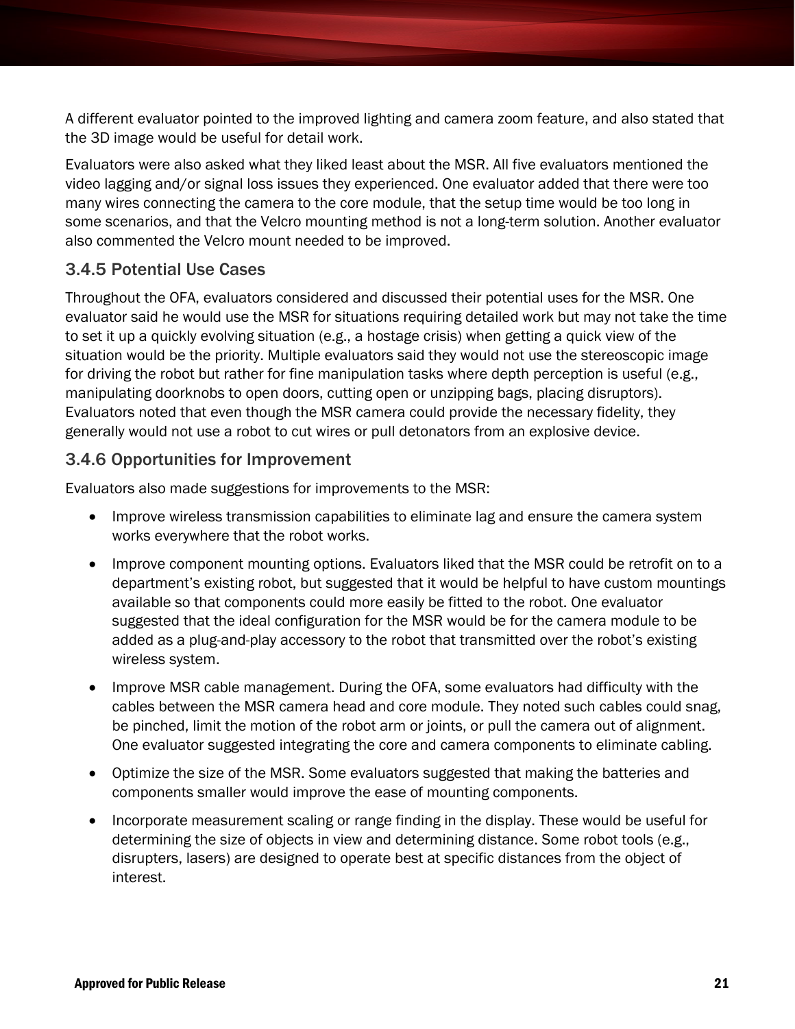A different evaluator pointed to the improved lighting and camera zoom feature, and also stated that the 3D image would be useful for detail work.

Evaluators were also asked what they liked least about the MSR. All five evaluators mentioned the video lagging and/or signal loss issues they experienced. One evaluator added that there were too many wires connecting the camera to the core module, that the setup time would be too long in some scenarios, and that the Velcro mounting method is not a long-term solution. Another evaluator also commented the Velcro mount needed to be improved.

### 3.4.5 Potential Use Cases

Throughout the OFA, evaluators considered and discussed their potential uses for the MSR. One evaluator said he would use the MSR for situations requiring detailed work but may not take the time to set it up a quickly evolving situation (e.g., a hostage crisis) when getting a quick view of the situation would be the priority. Multiple evaluators said they would not use the stereoscopic image for driving the robot but rather for fine manipulation tasks where depth perception is useful (e.g., manipulating doorknobs to open doors, cutting open or unzipping bags, placing disruptors). Evaluators noted that even though the MSR camera could provide the necessary fidelity, they generally would not use a robot to cut wires or pull detonators from an explosive device.

### 3.4.6 Opportunities for Improvement

Evaluators also made suggestions for improvements to the MSR:

- Improve wireless transmission capabilities to eliminate lag and ensure the camera system works everywhere that the robot works.
- Improve component mounting options. Evaluators liked that the MSR could be retrofit on to a department's existing robot, but suggested that it would be helpful to have custom mountings available so that components could more easily be fitted to the robot. One evaluator suggested that the ideal configuration for the MSR would be for the camera module to be added as a plug-and-play accessory to the robot that transmitted over the robot's existing wireless system.
- Improve MSR cable management. During the OFA, some evaluators had difficulty with the cables between the MSR camera head and core module. They noted such cables could snag, be pinched, limit the motion of the robot arm or joints, or pull the camera out of alignment. One evaluator suggested integrating the core and camera components to eliminate cabling.
- Optimize the size of the MSR. Some evaluators suggested that making the batteries and components smaller would improve the ease of mounting components.
- Incorporate measurement scaling or range finding in the display. These would be useful for determining the size of objects in view and determining distance. Some robot tools (e.g., disrupters, lasers) are designed to operate best at specific distances from the object of interest.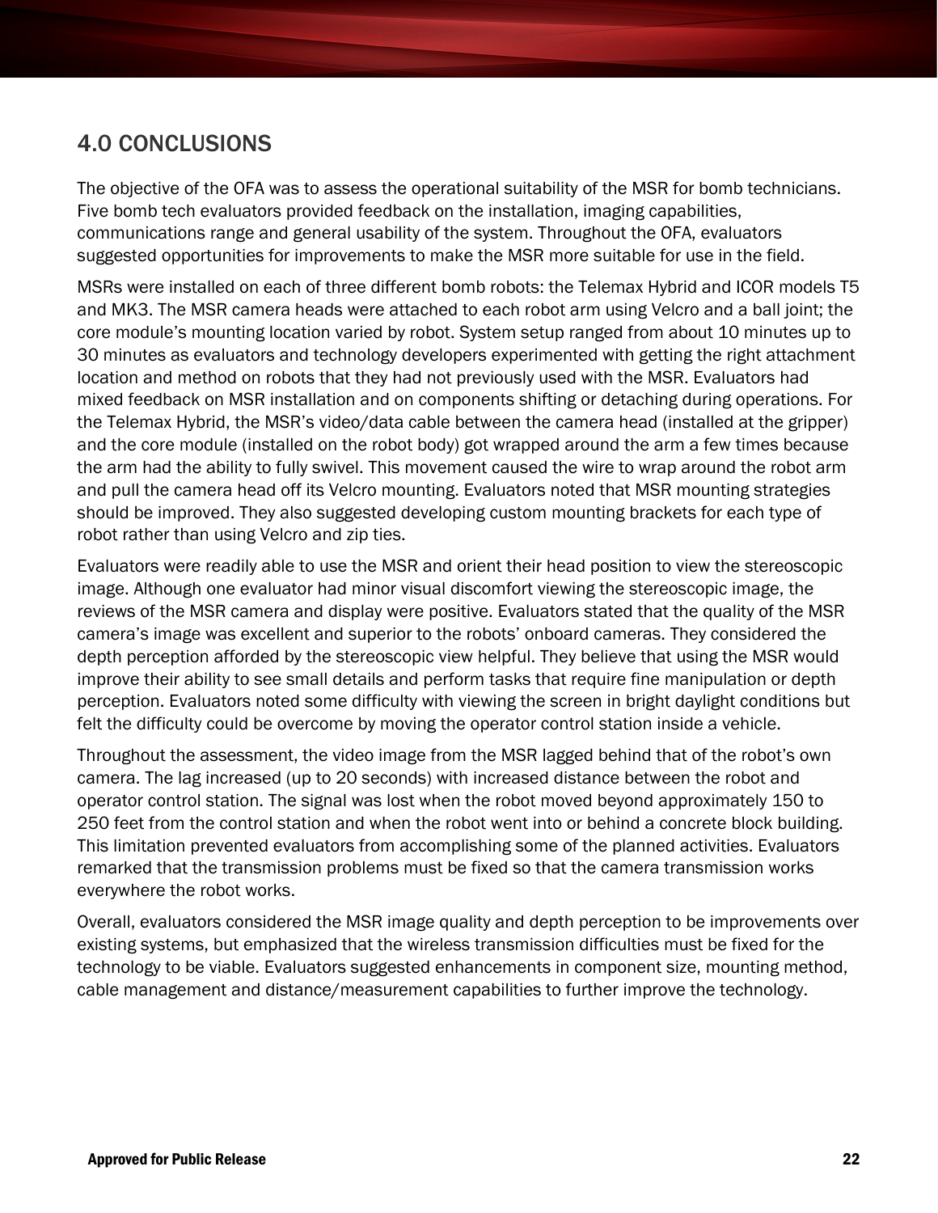# 4.0 CONCLUSIONS

The objective of the OFA was to assess the operational suitability of the MSR for bomb technicians. Five bomb tech evaluators provided feedback on the installation, imaging capabilities, communications range and general usability of the system. Throughout the OFA, evaluators suggested opportunities for improvements to make the MSR more suitable for use in the field.

MSRs were installed on each of three different bomb robots: the Telemax Hybrid and ICOR models T5 and MK3. The MSR camera heads were attached to each robot arm using Velcro and a ball joint; the core module's mounting location varied by robot. System setup ranged from about 10 minutes up to 30 minutes as evaluators and technology developers experimented with getting the right attachment location and method on robots that they had not previously used with the MSR. Evaluators had mixed feedback on MSR installation and on components shifting or detaching during operations. For the Telemax Hybrid, the MSR's video/data cable between the camera head (installed at the gripper) and the core module (installed on the robot body) got wrapped around the arm a few times because the arm had the ability to fully swivel. This movement caused the wire to wrap around the robot arm and pull the camera head off its Velcro mounting. Evaluators noted that MSR mounting strategies should be improved. They also suggested developing custom mounting brackets for each type of robot rather than using Velcro and zip ties.

Evaluators were readily able to use the MSR and orient their head position to view the stereoscopic image. Although one evaluator had minor visual discomfort viewing the stereoscopic image, the reviews of the MSR camera and display were positive. Evaluators stated that the quality of the MSR camera's image was excellent and superior to the robots' onboard cameras. They considered the depth perception afforded by the stereoscopic view helpful. They believe that using the MSR would improve their ability to see small details and perform tasks that require fine manipulation or depth perception. Evaluators noted some difficulty with viewing the screen in bright daylight conditions but felt the difficulty could be overcome by moving the operator control station inside a vehicle.

Throughout the assessment, the video image from the MSR lagged behind that of the robot's own camera. The lag increased (up to 20 seconds) with increased distance between the robot and operator control station. The signal was lost when the robot moved beyond approximately 150 to 250 feet from the control station and when the robot went into or behind a concrete block building. This limitation prevented evaluators from accomplishing some of the planned activities. Evaluators remarked that the transmission problems must be fixed so that the camera transmission works everywhere the robot works.

Overall, evaluators considered the MSR image quality and depth perception to be improvements over existing systems, but emphasized that the wireless transmission difficulties must be fixed for the technology to be viable. Evaluators suggested enhancements in component size, mounting method, cable management and distance/measurement capabilities to further improve the technology.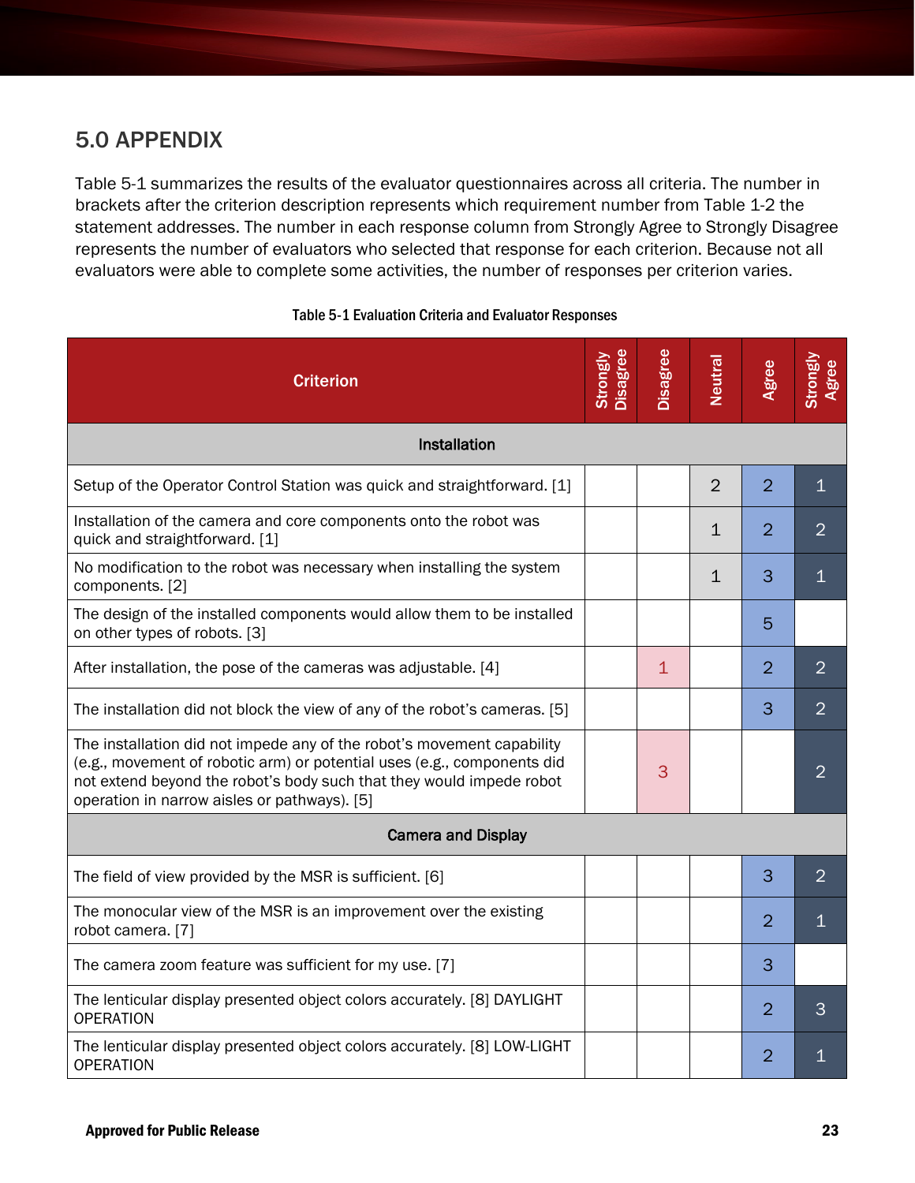## 5.0 APPENDIX

Table 5-1 summarizes the results of the evaluator questionnaires across all criteria. The number in brackets after the criterion description represents which requirement number from Table 1-2 the statement addresses. The number in each response column from Strongly Agree to Strongly Disagree represents the number of evaluators who selected that response for each criterion. Because not all evaluators were able to complete some activities, the number of responses per criterion varies.

Table 5-1 Evaluation Criteria and Evaluator Responses

| Criterion | Strongly Disagree | Disagree | Neutral | Agree | Strongly Agree |
|---|---|---|---|---|---|
| **Installation** | | | | | |
| Setup of the Operator Control Station was quick and straightforward. [1] | | | 2 | 2 | 1 |
| Installation of the camera and core components onto the robot was quick and straightforward. [1] | | | 1 | 2 | 2 |
| No modification to the robot was necessary when installing the system components. [2] | | | 1 | 3 | 1 |
| The design of the installed components would allow them to be installed on other types of robots. [3] | | | | 5 | |
| After installation, the pose of the cameras was adjustable. [4] | | 1 | | 2 | 2 |
| The installation did not block the view of any of the robot's cameras. [5] | | | | 3 | 2 |
| The installation did not impede any of the robot's movement capability (e.g., movement of robotic arm) or potential uses (e.g., components did not extend beyond the robot's body such that they would impede robot operation in narrow aisles or pathways). [5] | | 3 | | | 2 |
| **Camera and Display** | | | | | |
| The field of view provided by the MSR is sufficient. [6] | | | | 3 | 2 |
| The monocular view of the MSR is an improvement over the existing robot camera. [7] | | | | 2 | 1 |
| The camera zoom feature was sufficient for my use. [7] | | | | 3 | |
| The lenticular display presented object colors accurately. [8] DAYLIGHT OPERATION | | | | 2 | 3 |
| The lenticular display presented object colors accurately. [8] LOW-LIGHT OPERATION | | | | 2 | 1 |

**Approved for Public Release**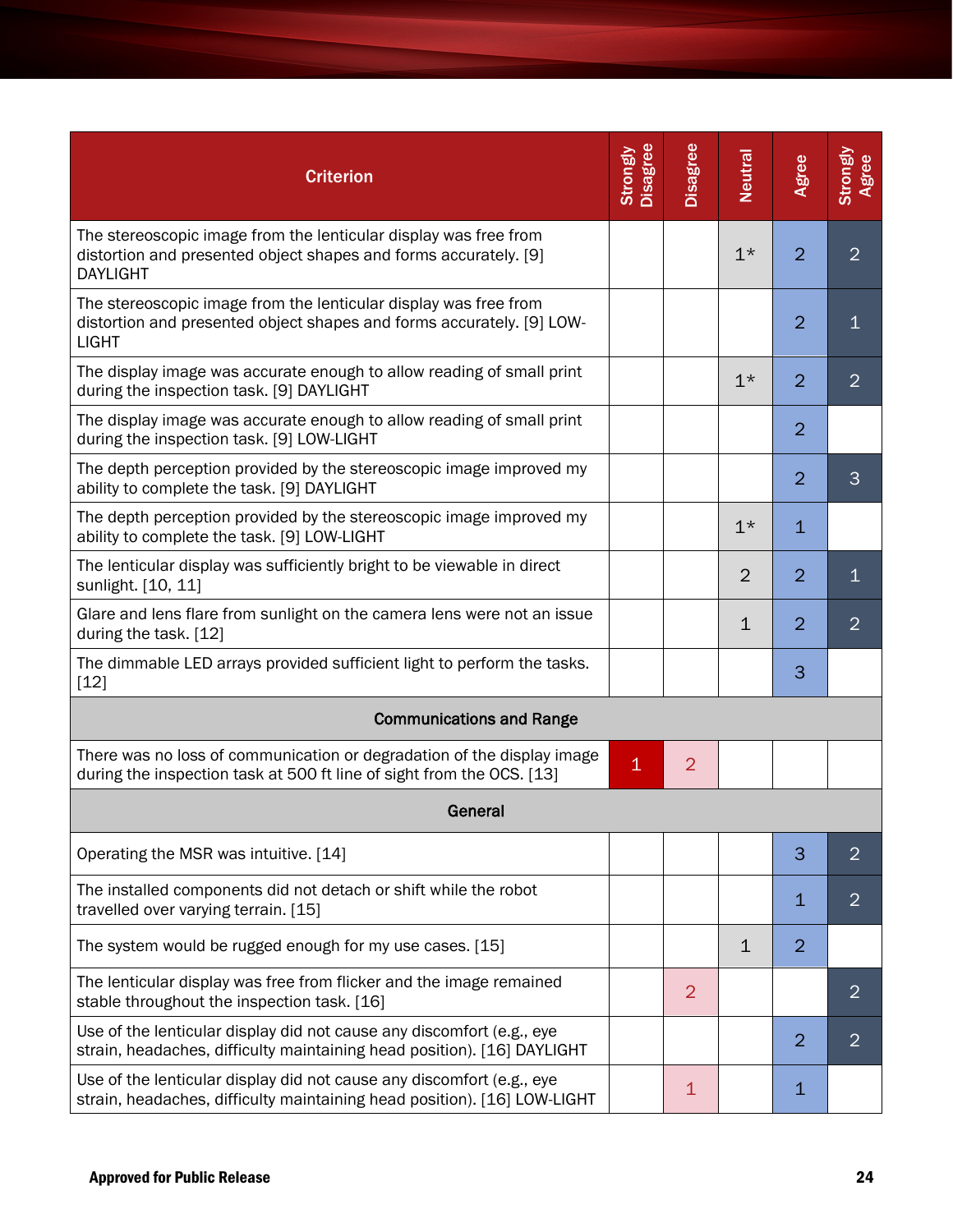| Criterion | Strongly Disagree | Disagree | Neutral | Agree | Strongly Agree |
|---|---|---|---|---|---|
| The stereoscopic image from the lenticular display was free from distortion and presented object shapes and forms accurately. [9] DAYLIGHT | | | 1* | 2 | 2 |
| The stereoscopic image from the lenticular display was free from distortion and presented object shapes and forms accurately. [9] LOW-LIGHT | | | | 2 | 1 |
| The display image was accurate enough to allow reading of small print during the inspection task. [9] DAYLIGHT | | | 1* | 2 | 2 |
| The display image was accurate enough to allow reading of small print during the inspection task. [9] LOW-LIGHT | | | | 2 | |
| The depth perception provided by the stereoscopic image improved my ability to complete the task. [9] DAYLIGHT | | | | 2 | 3 |
| The depth perception provided by the stereoscopic image improved my ability to complete the task. [9] LOW-LIGHT | | | 1* | 1 | |
| The lenticular display was sufficiently bright to be viewable in direct sunlight. [10, 11] | | | 2 | 2 | 1 |
| Glare and lens flare from sunlight on the camera lens were not an issue during the task. [12] | | | 1 | 2 | 2 |
| The dimmable LED arrays provided sufficient light to perform the tasks. [12] | | | | 3 | |
| **Communications and Range** | | | | | |
| There was no loss of communication or degradation of the display image during the inspection task at 500 ft line of sight from the OCS. [13] | 1 | 2 | | | |
| **General** | | | | | |
| Operating the MSR was intuitive. [14] | | | | 3 | 2 |
| The installed components did not detach or shift while the robot travelled over varying terrain. [15] | | | | 1 | 2 |
| The system would be rugged enough for my use cases. [15] | | | 1 | 2 | |
| The lenticular display was free from flicker and the image remained stable throughout the inspection task. [16] | | 2 | | | 2 |
| Use of the lenticular display did not cause any discomfort (e.g., eye strain, headaches, difficulty maintaining head position). [16] DAYLIGHT | | | | 2 | 2 |
| Use of the lenticular display did not cause any discomfort (e.g., eye strain, headaches, difficulty maintaining head position). [16] LOW-LIGHT | | 1 | | 1 | |

**Approved for Public Release**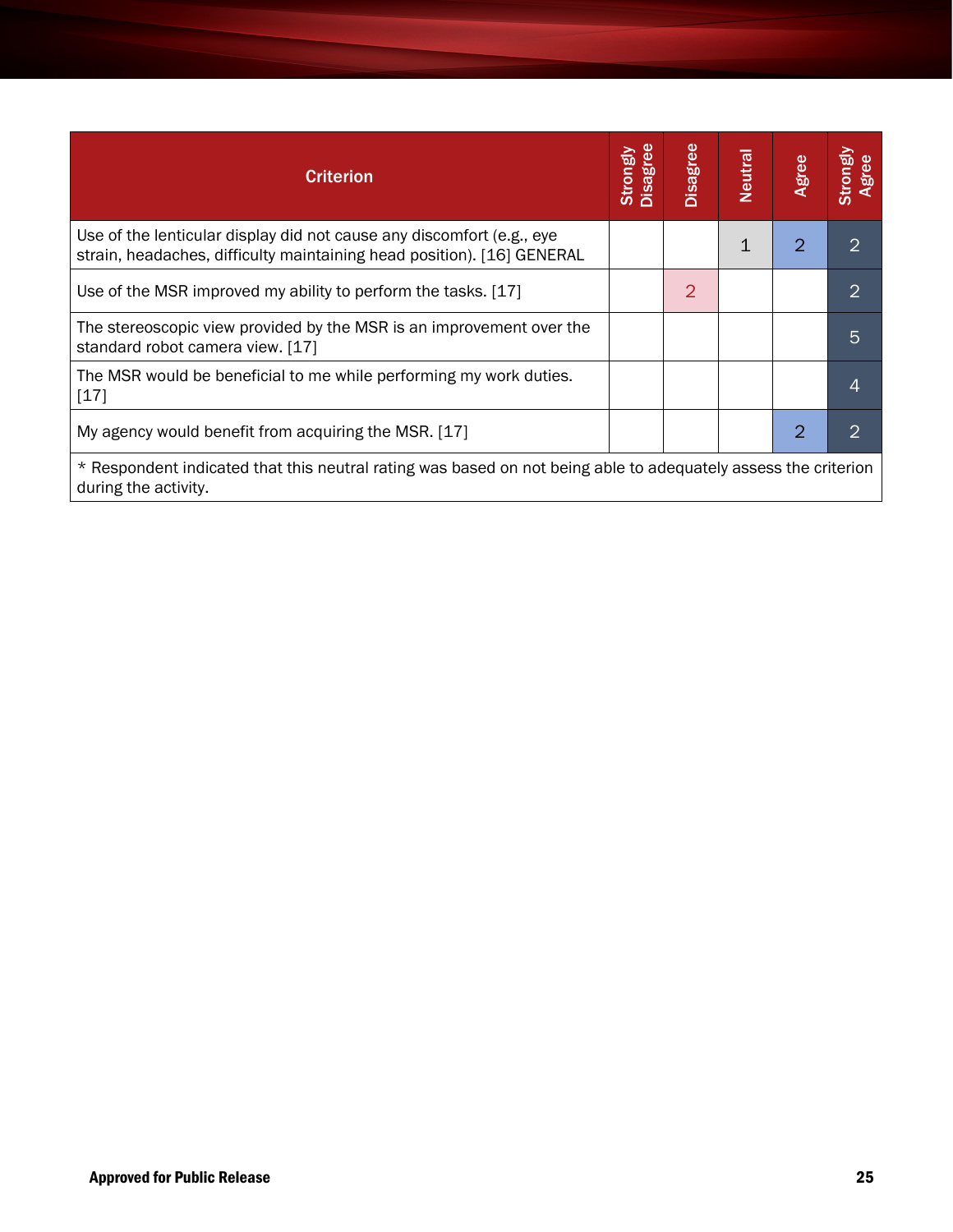| Criterion | Strongly Disagree | Disagree | Neutral | Agree | Strongly Agree |
|---|---|---|---|---|---|
| Use of the lenticular display did not cause any discomfort (e.g., eye strain, headaches, difficulty maintaining head position). [16] GENERAL | | | 1 | 2 | 2 |
| Use of the MSR improved my ability to perform the tasks. [17] | | 2 | | | 2 |
| The stereoscopic view provided by the MSR is an improvement over the standard robot camera view. [17] | | | | | 5 |
| The MSR would be beneficial to me while performing my work duties. [17] | | | | | 4 |
| My agency would benefit from acquiring the MSR. [17] | | | | 2 | 2 |
| * Respondent indicated that this neutral rating was based on not being able to adequately assess the criterion during the activity. | | | | | |

Approved for Public Release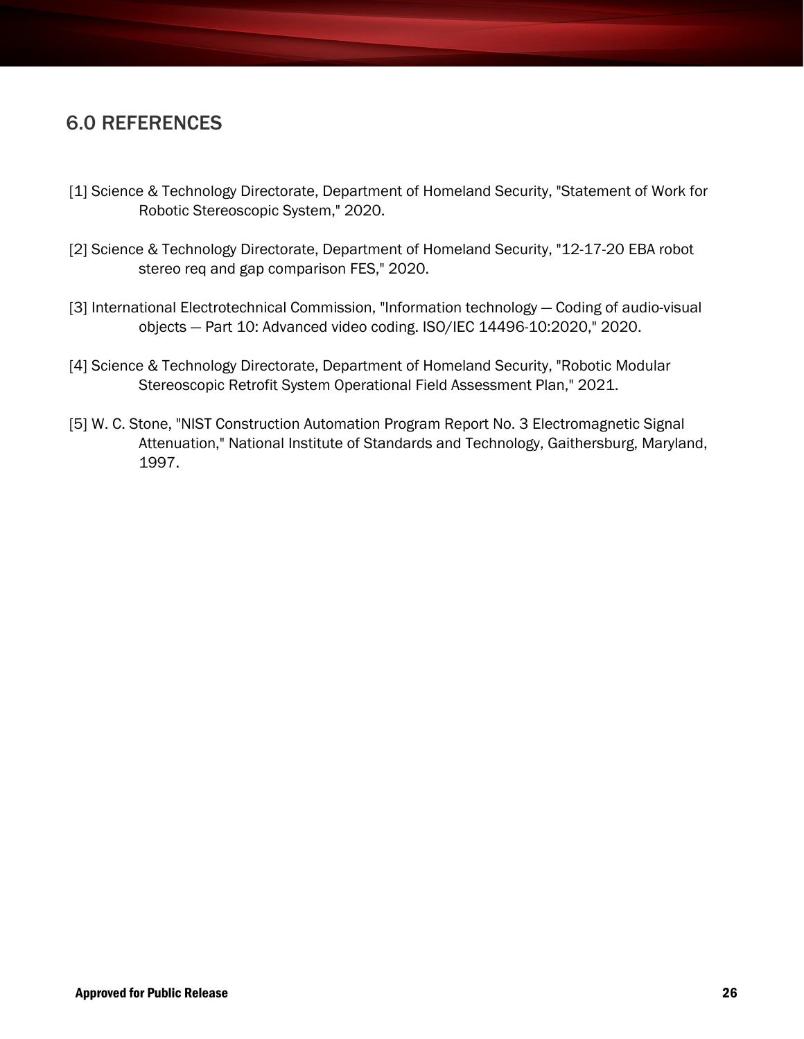## 6.0 REFERENCES

[1] Science & Technology Directorate, Department of Homeland Security, "Statement of Work for Robotic Stereoscopic System," 2020.

[2] Science & Technology Directorate, Department of Homeland Security, "12-17-20 EBA robot stereo req and gap comparison FES," 2020.

[3] International Electrotechnical Commission, "Information technology — Coding of audio-visual objects — Part 10: Advanced video coding. ISO/IEC 14496-10:2020," 2020.

[4] Science & Technology Directorate, Department of Homeland Security, "Robotic Modular Stereoscopic Retrofit System Operational Field Assessment Plan," 2021.

[5] W. C. Stone, "NIST Construction Automation Program Report No. 3 Electromagnetic Signal Attenuation," National Institute of Standards and Technology, Gaithersburg, Maryland, 1997.